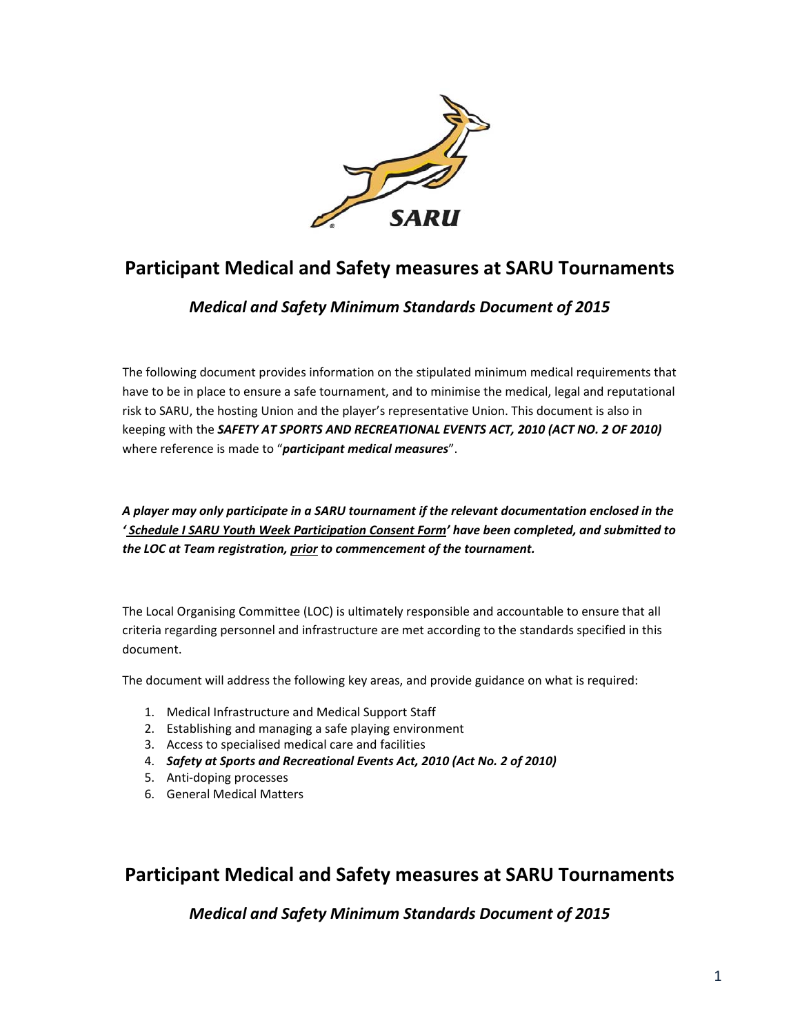SARU

# Participant Medical and Safety measures at SARU Tournaments

## *Medical and Safety Minimum Standards Document of 2015*

The following document provides information on the stipulated minimum medical requirements that have to be in place to ensure a safe tournament, and to minimise the medical, legal and reputational risk to SARU, the hosting Union and the player's representative Union. This document is also in keeping with the ***SAFETY AT SPORTS AND RECREATIONAL EVENTS ACT, 2010 (ACT NO. 2 OF 2010)*** where reference is made to "***participant medical measures***".

***A player may only participate in a SARU tournament if the relevant documentation enclosed in the ' Schedule I SARU Youth Week Participation Consent Form' have been completed, and submitted to the LOC at Team registration, prior to commencement of the tournament.***

The Local Organising Committee (LOC) is ultimately responsible and accountable to ensure that all criteria regarding personnel and infrastructure are met according to the standards specified in this document.

The document will address the following key areas, and provide guidance on what is required:

1. Medical Infrastructure and Medical Support Staff
2. Establishing and managing a safe playing environment
3. Access to specialised medical care and facilities
4. ***Safety at Sports and Recreational Events Act, 2010 (Act No. 2 of 2010)***
5. Anti-doping processes
6. General Medical Matters

# Participant Medical and Safety measures at SARU Tournaments

## *Medical and Safety Minimum Standards Document of 2015*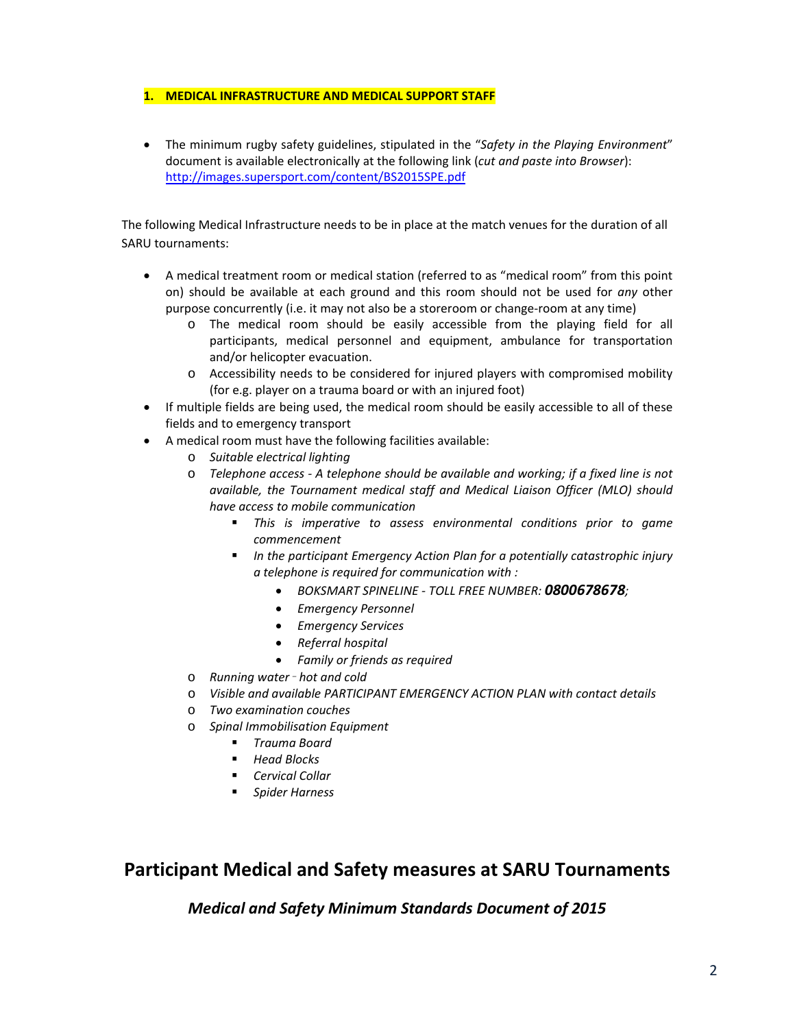## 1. MEDICAL INFRASTRUCTURE AND MEDICAL SUPPORT STAFF

- The minimum rugby safety guidelines, stipulated in the "*Safety in the Playing Environment*" document is available electronically at the following link (*cut and paste into Browser*): http://images.supersport.com/content/BS2015SPE.pdf

The following Medical Infrastructure needs to be in place at the match venues for the duration of all SARU tournaments:

- A medical treatment room or medical station (referred to as "medical room" from this point on) should be available at each ground and this room should not be used for *any* other purpose concurrently (i.e. it may not also be a storeroom or change-room at any time)
  - The medical room should be easily accessible from the playing field for all participants, medical personnel and equipment, ambulance for transportation and/or helicopter evacuation.
  - Accessibility needs to be considered for injured players with compromised mobility (for e.g. player on a trauma board or with an injured foot)
- If multiple fields are being used, the medical room should be easily accessible to all of these fields and to emergency transport
- A medical room must have the following facilities available:
  - *Suitable electrical lighting*
  - *Telephone access - A telephone should be available and working; if a fixed line is not available, the Tournament medical staff and Medical Liaison Officer (MLO) should have access to mobile communication*
    - *This is imperative to assess environmental conditions prior to game commencement*
    - *In the participant Emergency Action Plan for a potentially catastrophic injury a telephone is required for communication with :*
      - *BOKSMART SPINELINE - TOLL FREE NUMBER:* ***0800678678****;*
      - *Emergency Personnel*
      - *Emergency Services*
      - *Referral hospital*
      - *Family or friends as required*
  - *Running water - hot and cold*
  - *Visible and available PARTICIPANT EMERGENCY ACTION PLAN with contact details*
  - *Two examination couches*
  - *Spinal Immobilisation Equipment*
    - *Trauma Board*
    - *Head Blocks*
    - *Cervical Collar*
    - *Spider Harness*

# Participant Medical and Safety measures at SARU Tournaments

***Medical and Safety Minimum Standards Document of 2015***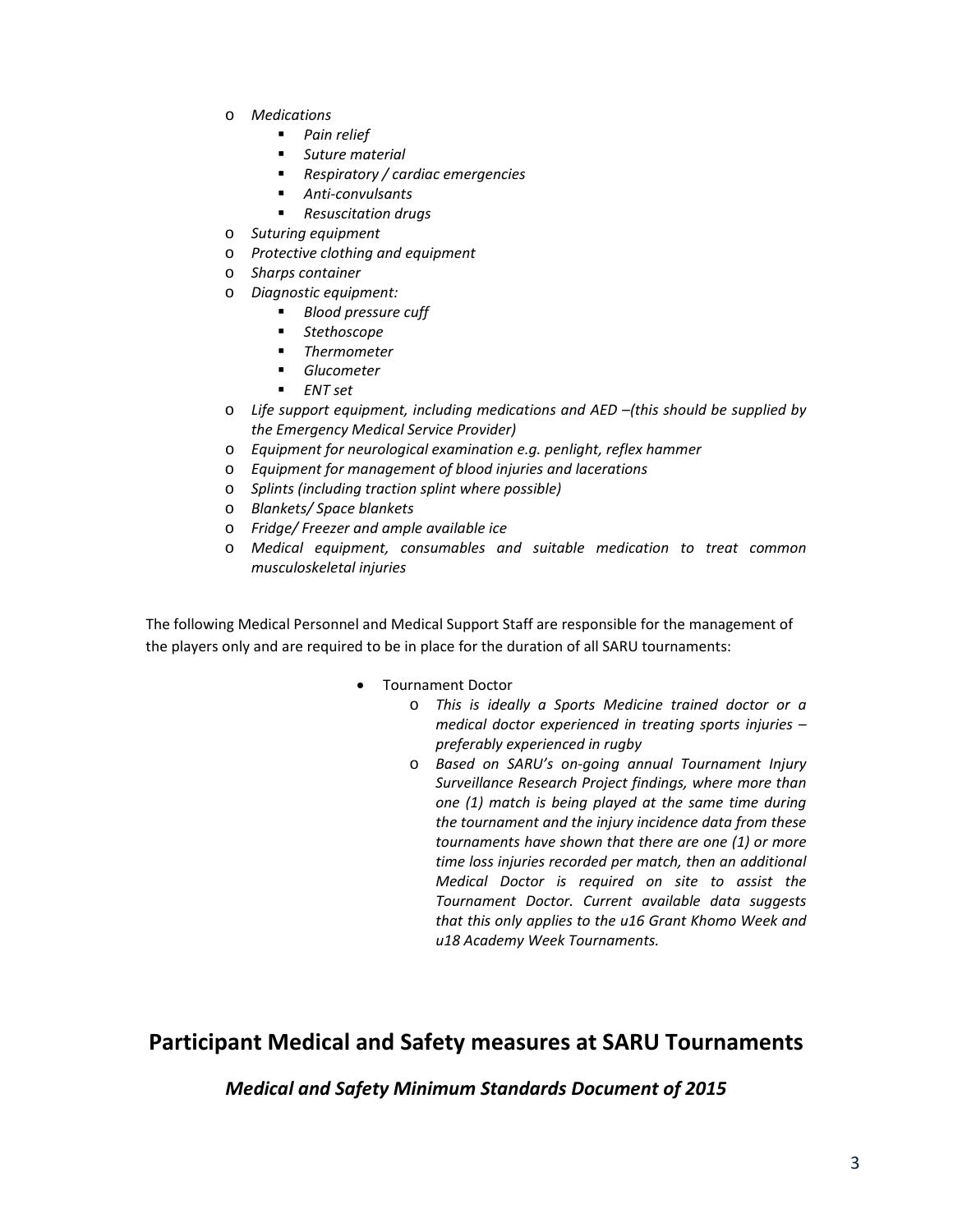- *Medications*
  - *Pain relief*
  - *Suture material*
  - *Respiratory / cardiac emergencies*
  - *Anti-convulsants*
  - *Resuscitation drugs*
- *Suturing equipment*
- *Protective clothing and equipment*
- *Sharps container*
- *Diagnostic equipment:*
  - *Blood pressure cuff*
  - *Stethoscope*
  - *Thermometer*
  - *Glucometer*
  - *ENT set*
- *Life support equipment, including medications and AED –(this should be supplied by the Emergency Medical Service Provider)*
- *Equipment for neurological examination e.g. penlight, reflex hammer*
- *Equipment for management of blood injuries and lacerations*
- *Splints (including traction splint where possible)*
- *Blankets/ Space blankets*
- *Fridge/ Freezer and ample available ice*
- *Medical equipment, consumables and suitable medication to treat common musculoskeletal injuries*

The following Medical Personnel and Medical Support Staff are responsible for the management of the players only and are required to be in place for the duration of all SARU tournaments:

- Tournament Doctor
  - *This is ideally a Sports Medicine trained doctor or a medical doctor experienced in treating sports injuries – preferably experienced in rugby*
  - *Based on SARU's on-going annual Tournament Injury Surveillance Research Project findings, where more than one (1) match is being played at the same time during the tournament and the injury incidence data from these tournaments have shown that there are one (1) or more time loss injuries recorded per match, then an additional Medical Doctor is required on site to assist the Tournament Doctor. Current available data suggests that this only applies to the u16 Grant Khomo Week and u18 Academy Week Tournaments.*

## Participant Medical and Safety measures at SARU Tournaments

### *Medical and Safety Minimum Standards Document of 2015*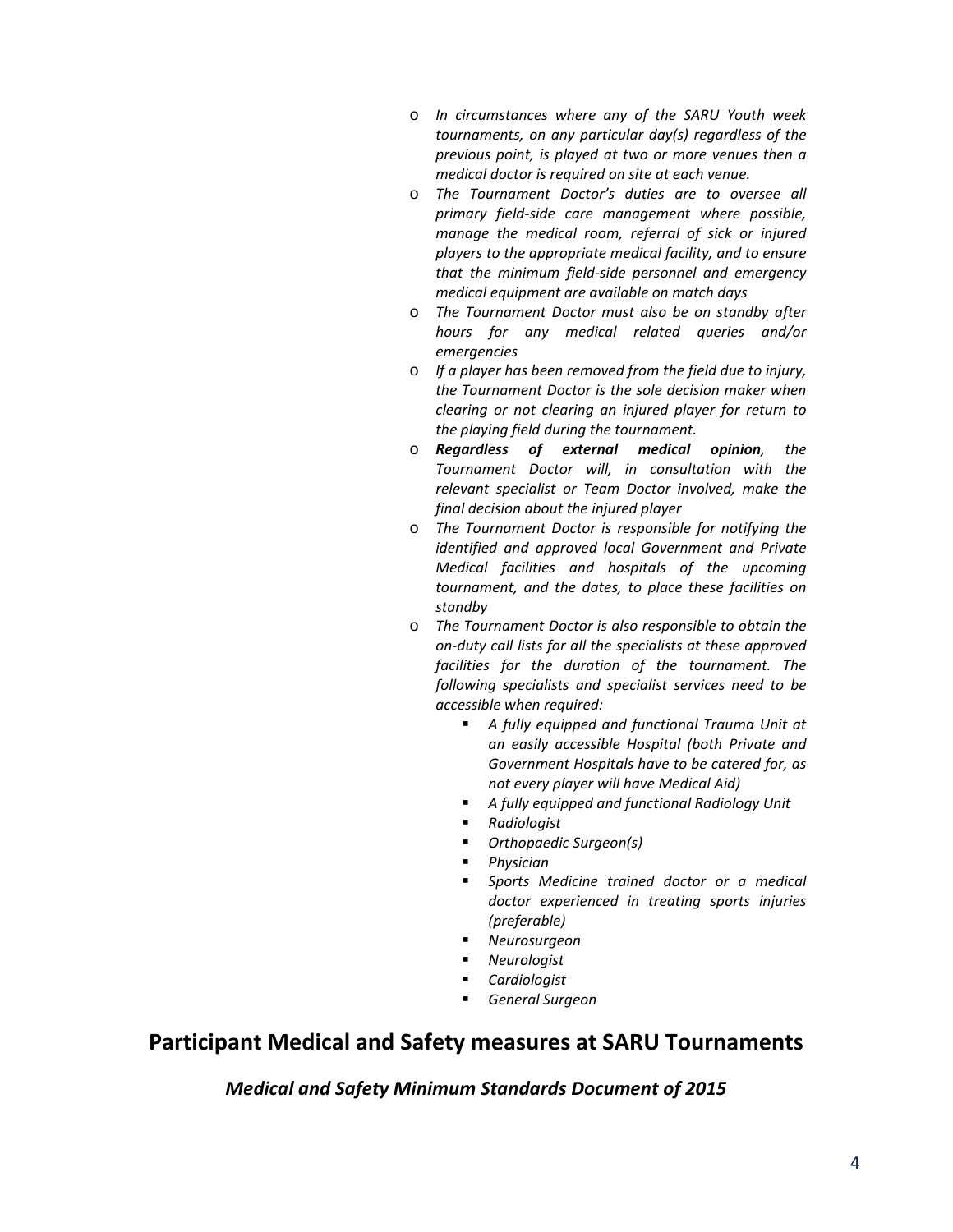- *In circumstances where any of the SARU Youth week tournaments, on any particular day(s) regardless of the previous point, is played at two or more venues then a medical doctor is required on site at each venue.*
- *The Tournament Doctor's duties are to oversee all primary field-side care management where possible, manage the medical room, referral of sick or injured players to the appropriate medical facility, and to ensure that the minimum field-side personnel and emergency medical equipment are available on match days*
- *The Tournament Doctor must also be on standby after hours for any medical related queries and/or emergencies*
- *If a player has been removed from the field due to injury, the Tournament Doctor is the sole decision maker when clearing or not clearing an injured player for return to the playing field during the tournament.*
- ***Regardless of external medical opinion**, the Tournament Doctor will, in consultation with the relevant specialist or Team Doctor involved, make the final decision about the injured player*
- *The Tournament Doctor is responsible for notifying the identified and approved local Government and Private Medical facilities and hospitals of the upcoming tournament, and the dates, to place these facilities on standby*
- *The Tournament Doctor is also responsible to obtain the on-duty call lists for all the specialists at these approved facilities for the duration of the tournament. The following specialists and specialist services need to be accessible when required:*
  - *A fully equipped and functional Trauma Unit at an easily accessible Hospital (both Private and Government Hospitals have to be catered for, as not every player will have Medical Aid)*
  - *A fully equipped and functional Radiology Unit*
  - *Radiologist*
  - *Orthopaedic Surgeon(s)*
  - *Physician*
  - *Sports Medicine trained doctor or a medical doctor experienced in treating sports injuries (preferable)*
  - *Neurosurgeon*
  - *Neurologist*
  - *Cardiologist*
  - *General Surgeon*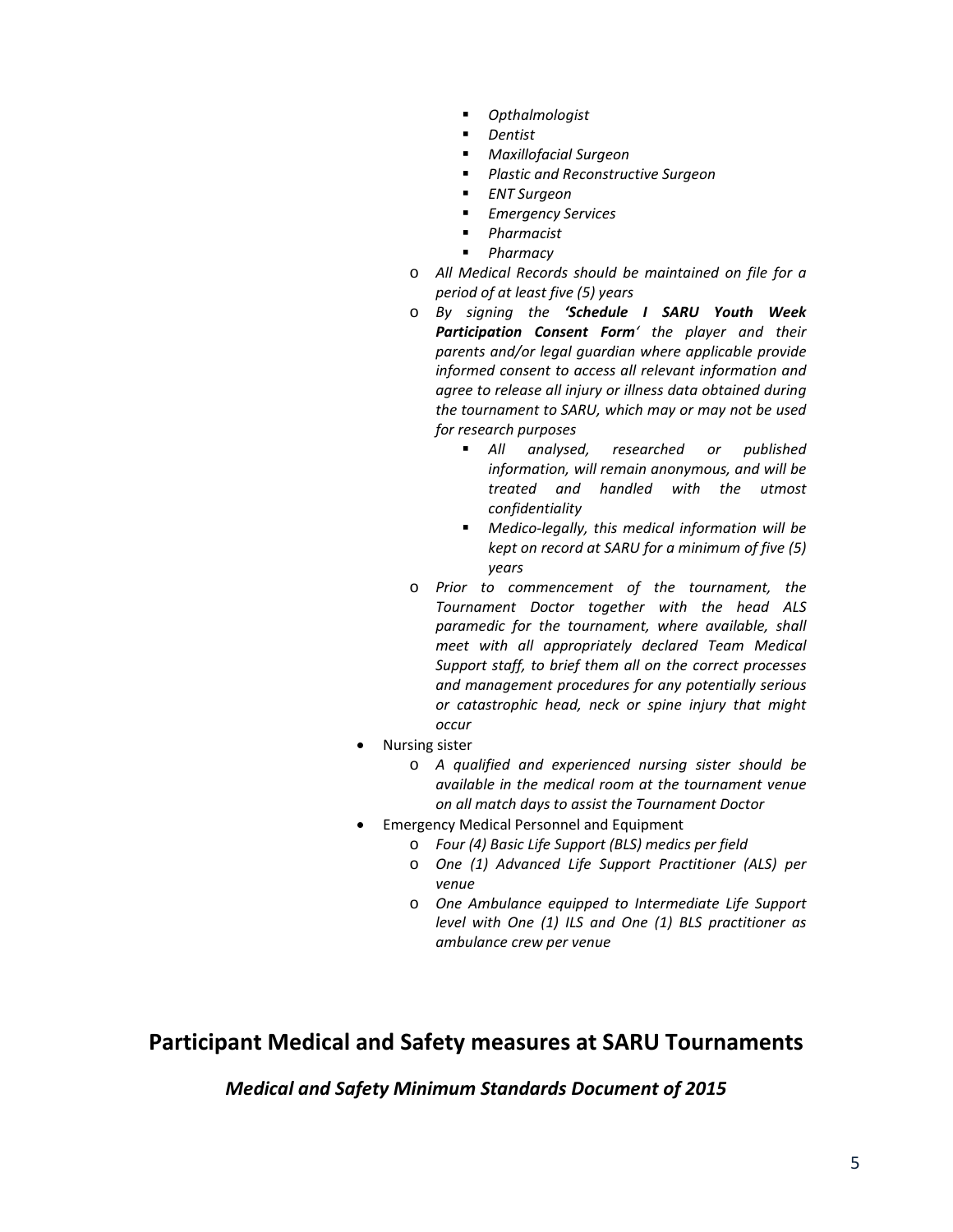- *Opthalmologist*
        - *Dentist*
        - *Maxillofacial Surgeon*
        - *Plastic and Reconstructive Surgeon*
        - *ENT Surgeon*
        - *Emergency Services*
        - *Pharmacist*
        - *Pharmacy*
    - *All Medical Records should be maintained on file for a period of at least five (5) years*
    - *By signing the **'Schedule I SARU Youth Week Participation Consent Form'** the player and their parents and/or legal guardian where applicable provide informed consent to access all relevant information and agree to release all injury or illness data obtained during the tournament to SARU, which may or may not be used for research purposes*
        - *All analysed, researched or published information, will remain anonymous, and will be treated and handled with the utmost confidentiality*
        - *Medico-legally, this medical information will be kept on record at SARU for a minimum of five (5) years*
    - *Prior to commencement of the tournament, the Tournament Doctor together with the head ALS paramedic for the tournament, where available, shall meet with all appropriately declared Team Medical Support staff, to brief them all on the correct processes and management procedures for any potentially serious or catastrophic head, neck or spine injury that might occur*
- Nursing sister
    - *A qualified and experienced nursing sister should be available in the medical room at the tournament venue on all match days to assist the Tournament Doctor*
- Emergency Medical Personnel and Equipment
    - *Four (4) Basic Life Support (BLS) medics per field*
    - *One (1) Advanced Life Support Practitioner (ALS) per venue*
    - *One Ambulance equipped to Intermediate Life Support level with One (1) ILS and One (1) BLS practitioner as ambulance crew per venue*

## Participant Medical and Safety measures at SARU Tournaments

### *Medical and Safety Minimum Standards Document of 2015*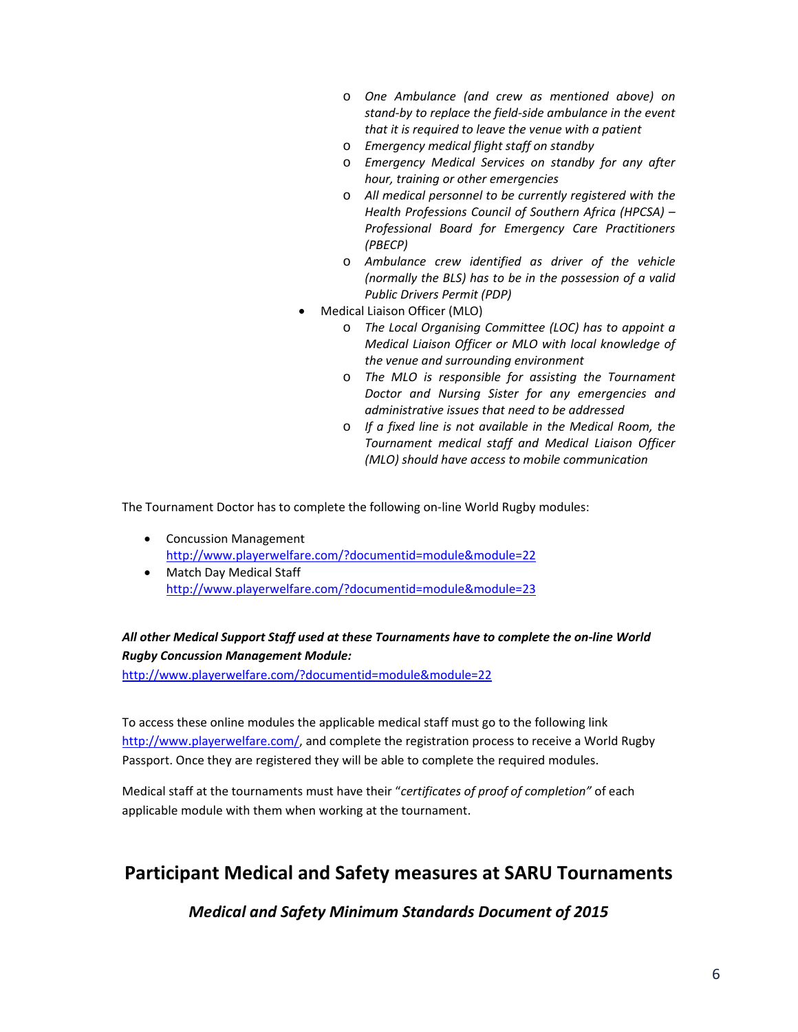- *One Ambulance (and crew as mentioned above) on stand-by to replace the field-side ambulance in the event that it is required to leave the venue with a patient*
  - *Emergency medical flight staff on standby*
  - *Emergency Medical Services on standby for any after hour, training or other emergencies*
  - *All medical personnel to be currently registered with the Health Professions Council of Southern Africa (HPCSA) – Professional Board for Emergency Care Practitioners (PBECP)*
  - *Ambulance crew identified as driver of the vehicle (normally the BLS) has to be in the possession of a valid Public Drivers Permit (PDP)*
- Medical Liaison Officer (MLO)
  - *The Local Organising Committee (LOC) has to appoint a Medical Liaison Officer or MLO with local knowledge of the venue and surrounding environment*
  - *The MLO is responsible for assisting the Tournament Doctor and Nursing Sister for any emergencies and administrative issues that need to be addressed*
  - *If a fixed line is not available in the Medical Room, the Tournament medical staff and Medical Liaison Officer (MLO) should have access to mobile communication*

The Tournament Doctor has to complete the following on-line World Rugby modules:

- Concussion Management
  http://www.playerwelfare.com/?documentid=module&module=22
- Match Day Medical Staff
  http://www.playerwelfare.com/?documentid=module&module=23

***All other Medical Support Staff used at these Tournaments have to complete the on-line World Rugby Concussion Management Module:***

http://www.playerwelfare.com/?documentid=module&module=22

To access these online modules the applicable medical staff must go to the following link http://www.playerwelfare.com/, and complete the registration process to receive a World Rugby Passport. Once they are registered they will be able to complete the required modules.

Medical staff at the tournaments must have their "*certificates of proof of completion"* of each applicable module with them when working at the tournament.

## Participant Medical and Safety measures at SARU Tournaments

### *Medical and Safety Minimum Standards Document of 2015*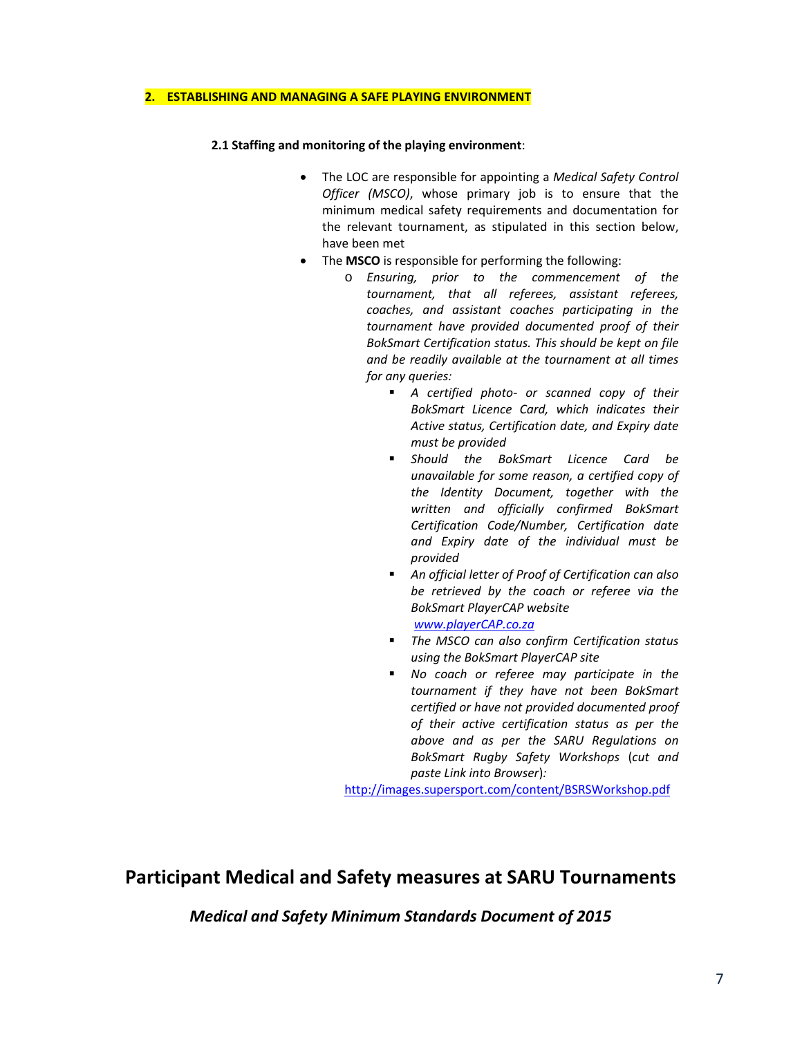## 2. ESTABLISHING AND MANAGING A SAFE PLAYING ENVIRONMENT

**2.1 Staffing and monitoring of the playing environment**:

- The LOC are responsible for appointing a *Medical Safety Control Officer (MSCO)*, whose primary job is to ensure that the minimum medical safety requirements and documentation for the relevant tournament, as stipulated in this section below, have been met
- The **MSCO** is responsible for performing the following:
  - *Ensuring, prior to the commencement of the tournament, that all referees, assistant referees, coaches, and assistant coaches participating in the tournament have provided documented proof of their BokSmart Certification status. This should be kept on file and be readily available at the tournament at all times for any queries:*
    - *A certified photo- or scanned copy of their BokSmart Licence Card, which indicates their Active status, Certification date, and Expiry date must be provided*
    - *Should the BokSmart Licence Card be unavailable for some reason, a certified copy of the Identity Document, together with the written and officially confirmed BokSmart Certification Code/Number, Certification date and Expiry date of the individual must be provided*
    - *An official letter of Proof of Certification can also be retrieved by the coach or referee via the BokSmart PlayerCAP website [www.playerCAP.co.za](http://www.playerCAP.co.za)*
    - *The MSCO can also confirm Certification status using the BokSmart PlayerCAP site*
    - *No coach or referee may participate in the tournament if they have not been BokSmart certified or have not provided documented proof of their active certification status as per the above and as per the SARU Regulations on BokSmart Rugby Safety Workshops* (*cut and paste Link into Browser*)*:*

    http://images.supersport.com/content/BSRSWorkshop.pdf

# Participant Medical and Safety measures at SARU Tournaments

***Medical and Safety Minimum Standards Document of 2015***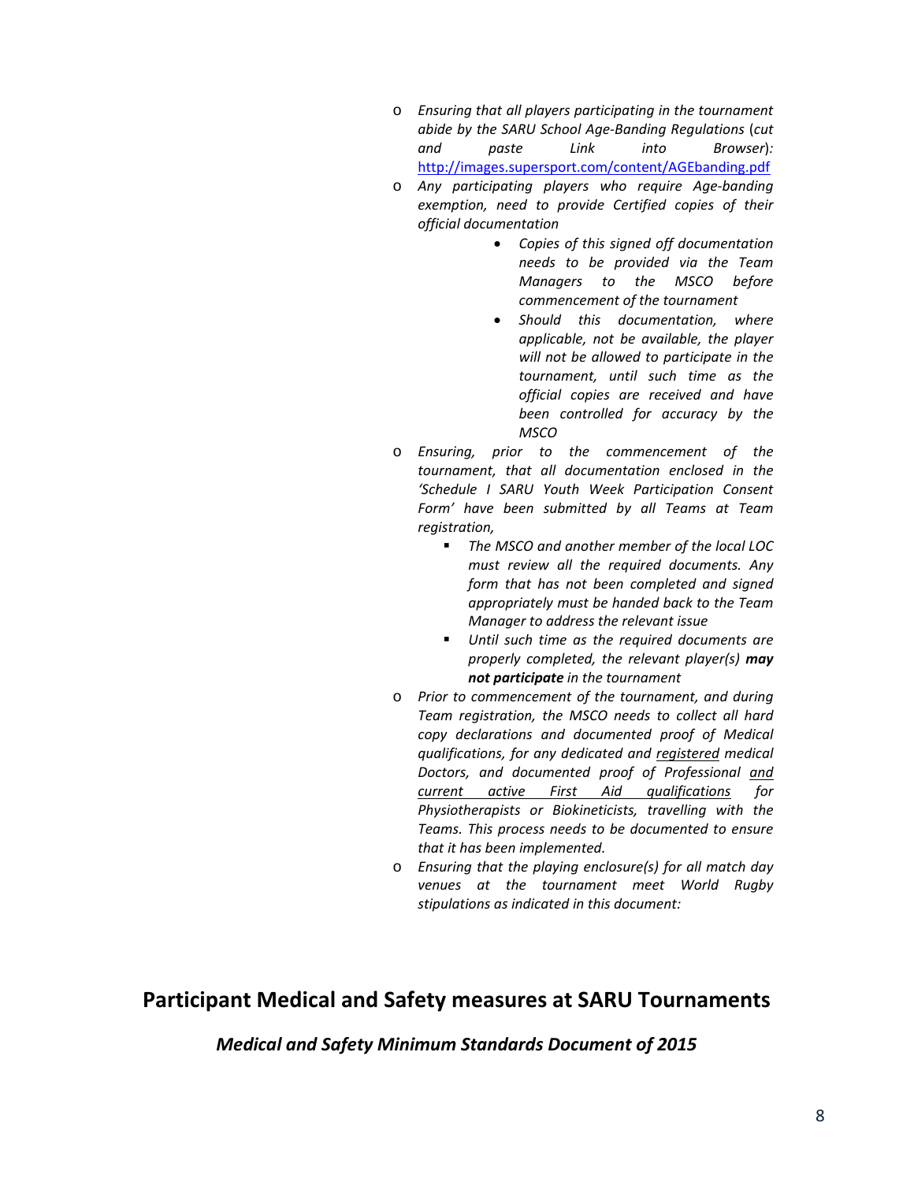- *Ensuring that all players participating in the tournament abide by the SARU School Age-Banding Regulations* (*cut and paste Link into Browser*)*:* [http://images.supersport.com/content/AGEbanding.pdf](http://images.supersport.com/content/AGEbanding.pdf)
- *Any participating players who require Age-banding exemption, need to provide Certified copies of their official documentation*
    - *Copies of this signed off documentation needs to be provided via the Team Managers to the MSCO before commencement of the tournament*
    - *Should this documentation, where applicable, not be available, the player will not be allowed to participate in the tournament, until such time as the official copies are received and have been controlled for accuracy by the MSCO*
- *Ensuring, prior to the commencement of the tournament, that all documentation enclosed in the 'Schedule I SARU Youth Week Participation Consent Form' have been submitted by all Teams at Team registration,*
    - *The MSCO and another member of the local LOC must review all the required documents. Any form that has not been completed and signed appropriately must be handed back to the Team Manager to address the relevant issue*
    - *Until such time as the required documents are properly completed, the relevant player(s)* ***may not participate*** *in the tournament*
- *Prior to commencement of the tournament, and during Team registration, the MSCO needs to collect all hard copy declarations and documented proof of Medical qualifications, for any dedicated and registered medical Doctors, and documented proof of Professional and current active First Aid qualifications for Physiotherapists or Biokineticists, travelling with the Teams. This process needs to be documented to ensure that it has been implemented.*
- *Ensuring that the playing enclosure(s) for all match day venues at the tournament meet World Rugby stipulations as indicated in this document:*

## Participant Medical and Safety measures at SARU Tournaments

### *Medical and Safety Minimum Standards Document of 2015*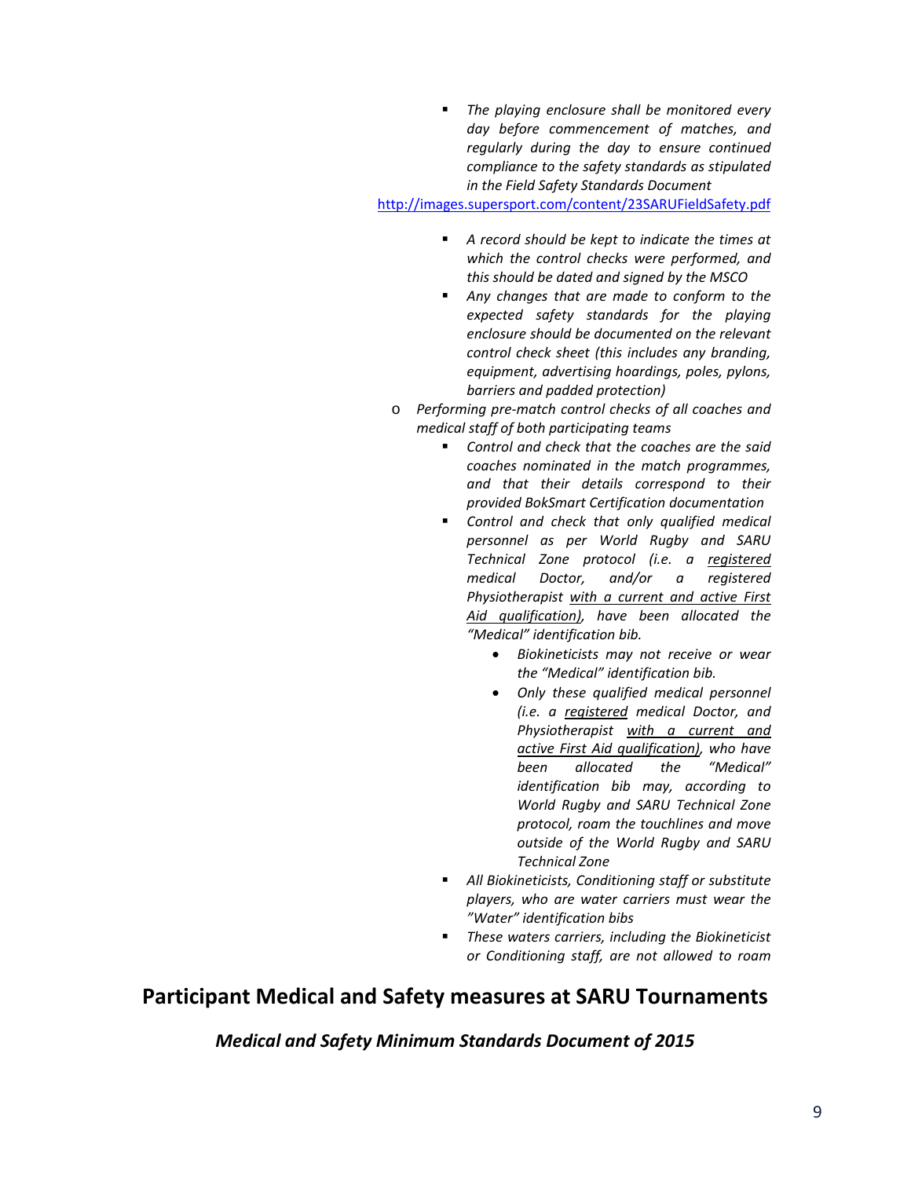- *The playing enclosure shall be monitored every day before commencement of matches, and regularly during the day to ensure continued compliance to the safety standards as stipulated in the Field Safety Standards Document* http://images.supersport.com/content/23SARUFieldSafety.pdf
- *A record should be kept to indicate the times at which the control checks were performed, and this should be dated and signed by the MSCO*
- *Any changes that are made to conform to the expected safety standards for the playing enclosure should be documented on the relevant control check sheet (this includes any branding, equipment, advertising hoardings, poles, pylons, barriers and padded protection)*

- *Performing pre-match control checks of all coaches and medical staff of both participating teams*
  - *Control and check that the coaches are the said coaches nominated in the match programmes, and that their details correspond to their provided BokSmart Certification documentation*
  - *Control and check that only qualified medical personnel as per World Rugby and SARU Technical Zone protocol (i.e. a registered medical Doctor, and/or a registered Physiotherapist with a current and active First Aid qualification), have been allocated the "Medical" identification bib.*
    - *Biokineticists may not receive or wear the "Medical" identification bib.*
    - *Only these qualified medical personnel (i.e. a registered medical Doctor, and Physiotherapist with a current and active First Aid qualification), who have been allocated the "Medical" identification bib may, according to World Rugby and SARU Technical Zone protocol, roam the touchlines and move outside of the World Rugby and SARU Technical Zone*
  - *All Biokineticists, Conditioning staff or substitute players, who are water carriers must wear the "Water" identification bibs*
  - *These waters carriers, including the Biokineticist or Conditioning staff, are not allowed to roam*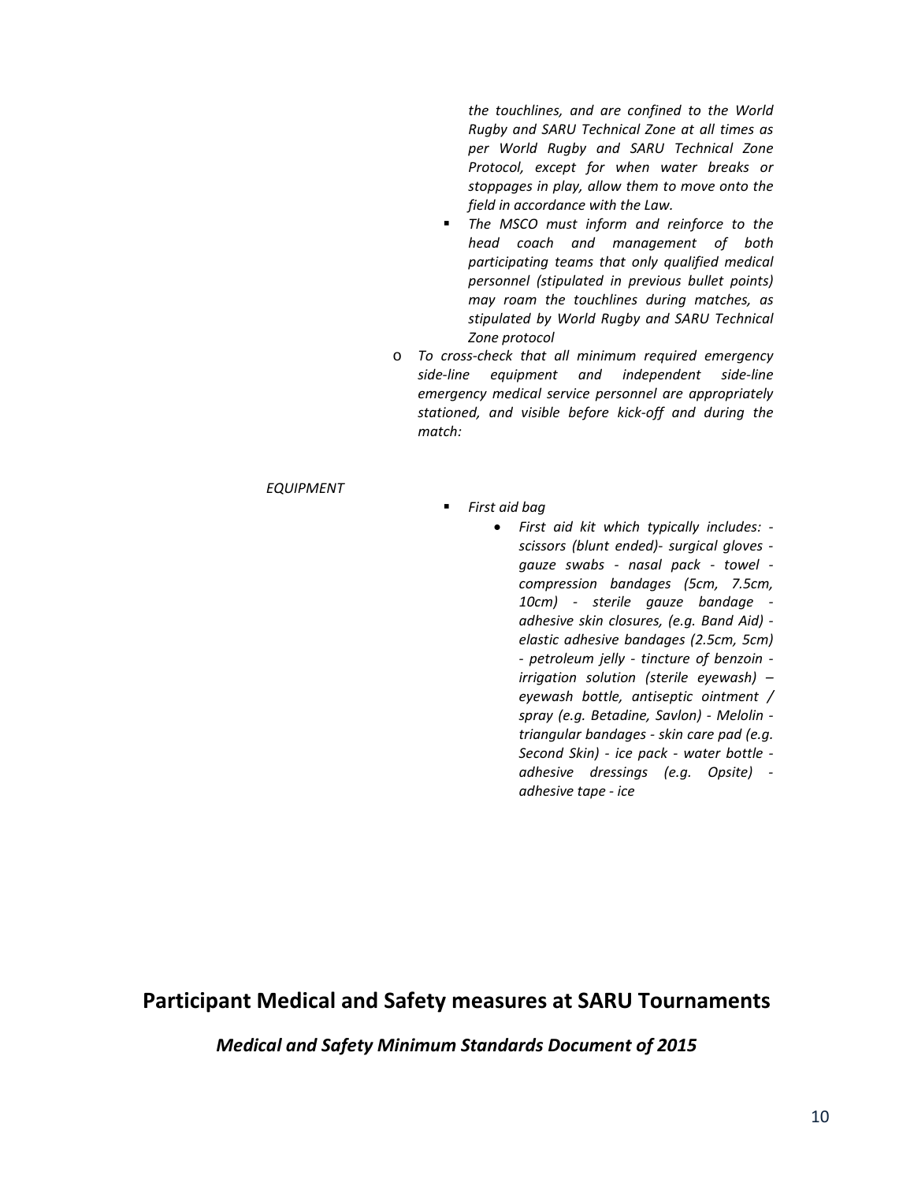*the touchlines, and are confined to the World Rugby and SARU Technical Zone at all times as per World Rugby and SARU Technical Zone Protocol, except for when water breaks or stoppages in play, allow them to move onto the field in accordance with the Law.*

- *The MSCO must inform and reinforce to the head coach and management of both participating teams that only qualified medical personnel (stipulated in previous bullet points) may roam the touchlines during matches, as stipulated by World Rugby and SARU Technical Zone protocol*

- *To cross-check that all minimum required emergency side-line equipment and independent side-line emergency medical service personnel are appropriately stationed, and visible before kick-off and during the match:*

*EQUIPMENT*

- *First aid bag*
  - *First aid kit which typically includes: - scissors (blunt ended)- surgical gloves - gauze swabs - nasal pack - towel - compression bandages (5cm, 7.5cm, 10cm) - sterile gauze bandage - adhesive skin closures, (e.g. Band Aid) - elastic adhesive bandages (2.5cm, 5cm) - petroleum jelly - tincture of benzoin - irrigation solution (sterile eyewash) – eyewash bottle, antiseptic ointment / spray (e.g. Betadine, Savlon) - Melolin - triangular bandages - skin care pad (e.g. Second Skin) - ice pack - water bottle - adhesive dressings (e.g. Opsite) - adhesive tape - ice*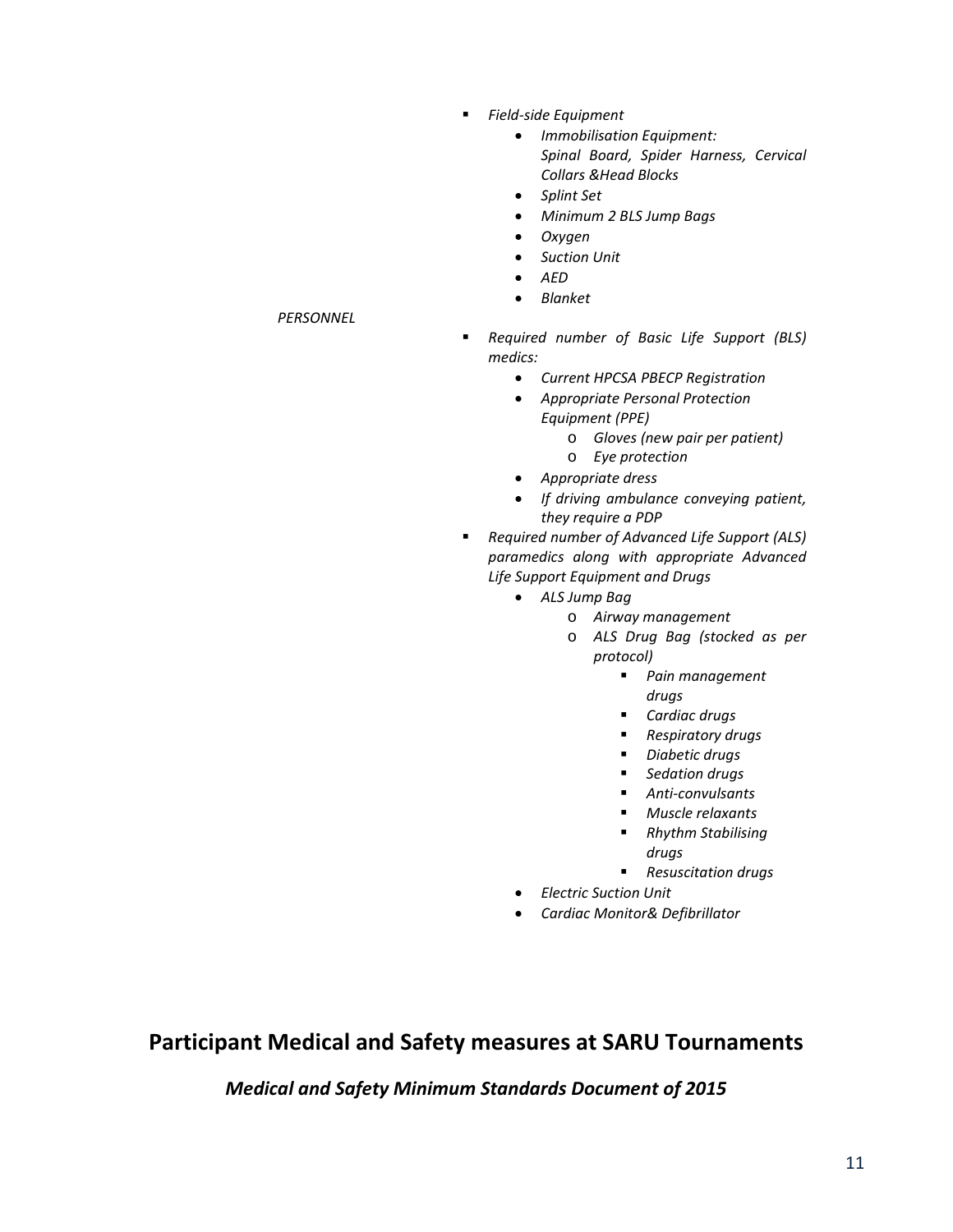- *Field-side Equipment*
    - *Immobilisation Equipment: Spinal Board, Spider Harness, Cervical Collars &Head Blocks*
    - *Splint Set*
    - *Minimum 2 BLS Jump Bags*
    - *Oxygen*
    - *Suction Unit*
    - *AED*
    - *Blanket*

*PERSONNEL*

- *Required number of Basic Life Support (BLS) medics:*
    - *Current HPCSA PBECP Registration*
    - *Appropriate Personal Protection Equipment (PPE)*
        - *Gloves (new pair per patient)*
        - *Eye protection*
    - *Appropriate dress*
    - *If driving ambulance conveying patient, they require a PDP*
- *Required number of Advanced Life Support (ALS) paramedics along with appropriate Advanced Life Support Equipment and Drugs*
    - *ALS Jump Bag*
        - *Airway management*
        - *ALS Drug Bag (stocked as per protocol)*
            - *Pain management drugs*
            - *Cardiac drugs*
            - *Respiratory drugs*
            - *Diabetic drugs*
            - *Sedation drugs*
            - *Anti-convulsants*
            - *Muscle relaxants*
            - *Rhythm Stabilising drugs*
            - *Resuscitation drugs*
    - *Electric Suction Unit*
    - *Cardiac Monitor& Defibrillator*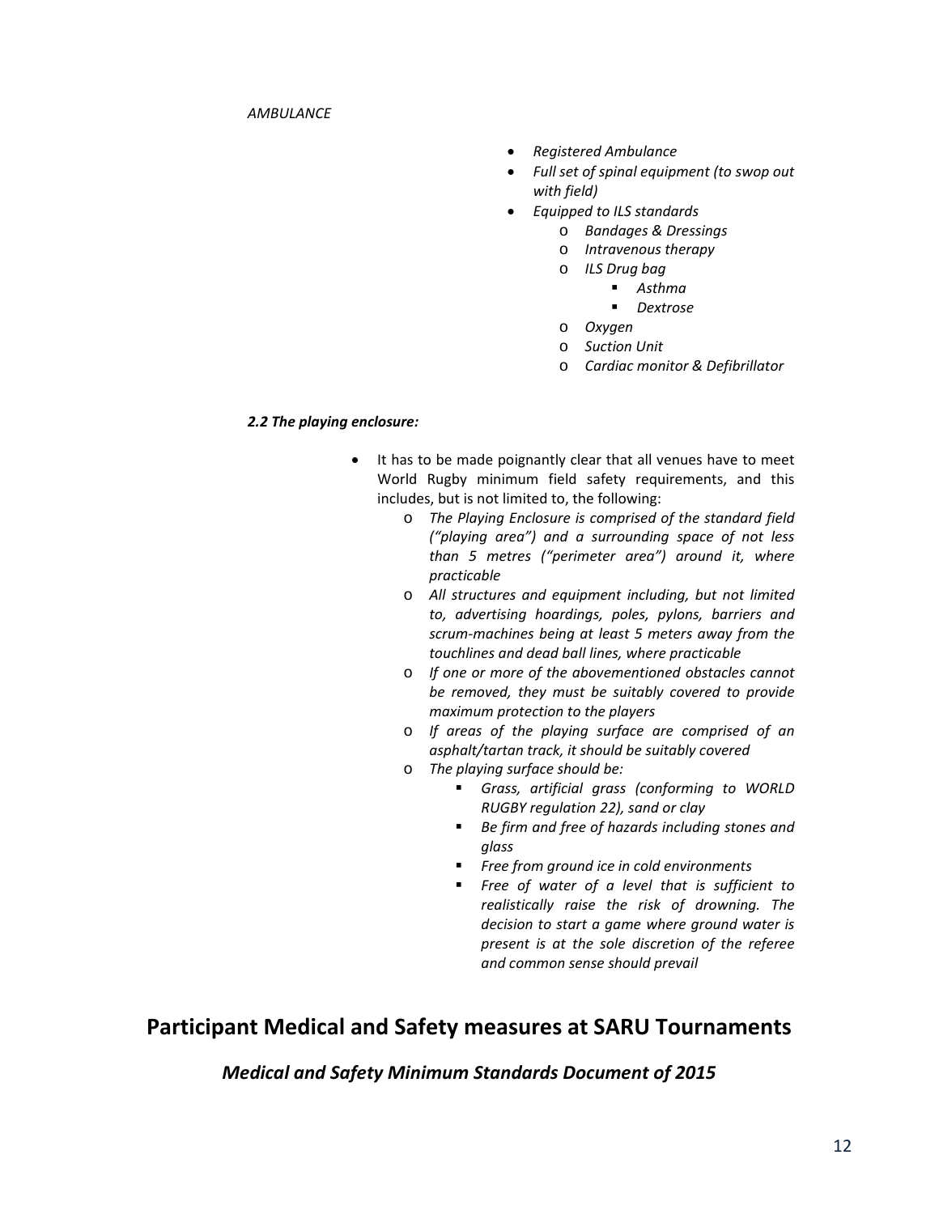*AMBULANCE*

- *Registered Ambulance*
- *Full set of spinal equipment (to swop out with field)*
- *Equipped to ILS standards*
  - *Bandages & Dressings*
  - *Intravenous therapy*
  - *ILS Drug bag*
    - *Asthma*
    - *Dextrose*
  - *Oxygen*
  - *Suction Unit*
  - *Cardiac monitor & Defibrillator*

***2.2 The playing enclosure:***

- It has to be made poignantly clear that all venues have to meet World Rugby minimum field safety requirements, and this includes, but is not limited to, the following:
  - *The Playing Enclosure is comprised of the standard field ("playing area") and a surrounding space of not less than 5 metres ("perimeter area") around it, where practicable*
  - *All structures and equipment including, but not limited to, advertising hoardings, poles, pylons, barriers and scrum-machines being at least 5 meters away from the touchlines and dead ball lines, where practicable*
  - *If one or more of the abovementioned obstacles cannot be removed, they must be suitably covered to provide maximum protection to the players*
  - *If areas of the playing surface are comprised of an asphalt/tartan track, it should be suitably covered*
  - *The playing surface should be:*
    - *Grass, artificial grass (conforming to WORLD RUGBY regulation 22), sand or clay*
    - *Be firm and free of hazards including stones and glass*
    - *Free from ground ice in cold environments*
    - *Free of water of a level that is sufficient to realistically raise the risk of drowning. The decision to start a game where ground water is present is at the sole discretion of the referee and common sense should prevail*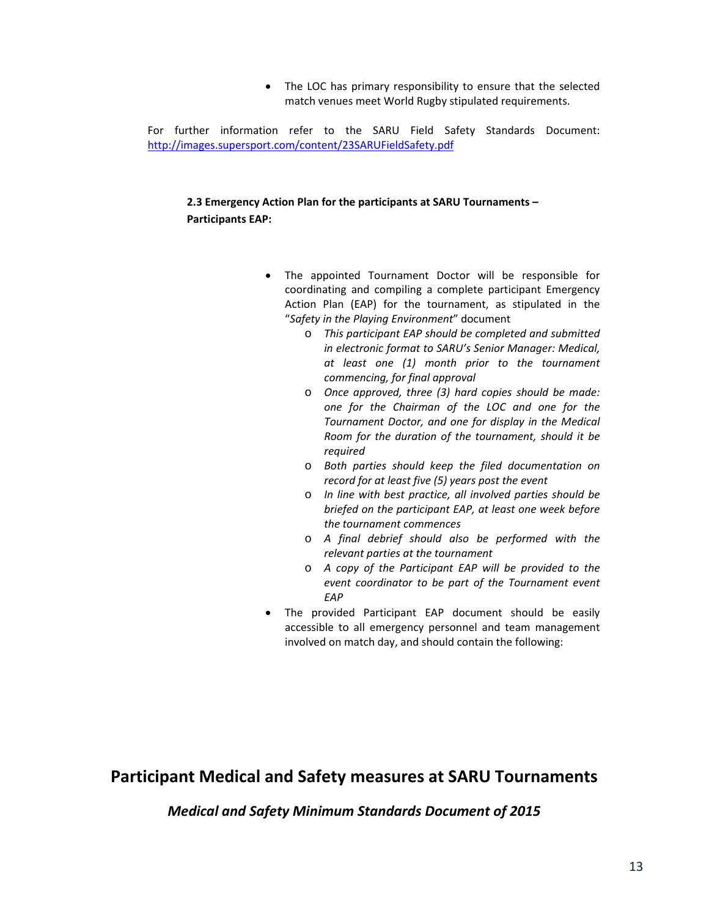- The LOC has primary responsibility to ensure that the selected match venues meet World Rugby stipulated requirements.

For further information refer to the SARU Field Safety Standards Document: [http://images.supersport.com/content/23SARUFieldSafety.pdf](http://images.supersport.com/content/23SARUFieldSafety.pdf)

**2.3 Emergency Action Plan for the participants at SARU Tournaments – Participants EAP:**

- The appointed Tournament Doctor will be responsible for coordinating and compiling a complete participant Emergency Action Plan (EAP) for the tournament, as stipulated in the "*Safety in the Playing Environment*" document
    - *This participant EAP should be completed and submitted in electronic format to SARU's Senior Manager: Medical, at least one (1) month prior to the tournament commencing, for final approval*
    - *Once approved, three (3) hard copies should be made: one for the Chairman of the LOC and one for the Tournament Doctor, and one for display in the Medical Room for the duration of the tournament, should it be required*
    - *Both parties should keep the filed documentation on record for at least five (5) years post the event*
    - *In line with best practice, all involved parties should be briefed on the participant EAP, at least one week before the tournament commences*
    - *A final debrief should also be performed with the relevant parties at the tournament*
    - *A copy of the Participant EAP will be provided to the event coordinator to be part of the Tournament event EAP*
- The provided Participant EAP document should be easily accessible to all emergency personnel and team management involved on match day, and should contain the following: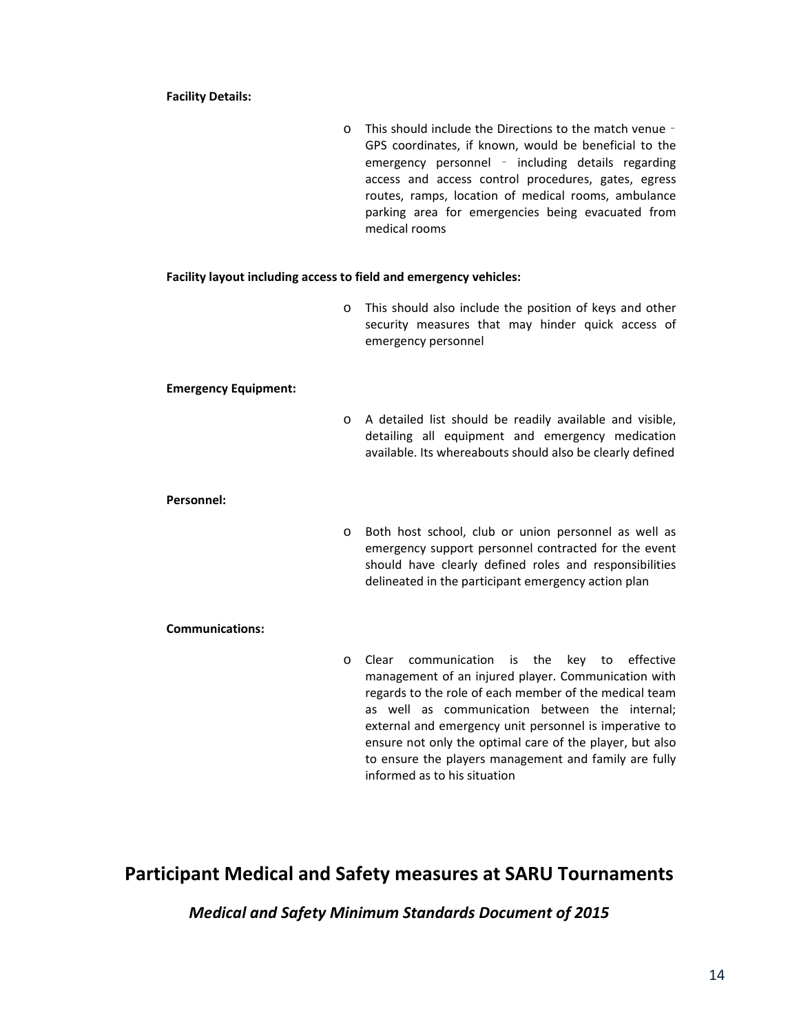**Facility Details:**

- This should include the Directions to the match venue ‐ GPS coordinates, if known, would be beneficial to the emergency personnel ‐ including details regarding access and access control procedures, gates, egress routes, ramps, location of medical rooms, ambulance parking area for emergencies being evacuated from medical rooms

**Facility layout including access to field and emergency vehicles:**

- This should also include the position of keys and other security measures that may hinder quick access of emergency personnel

**Emergency Equipment:**

- A detailed list should be readily available and visible, detailing all equipment and emergency medication available. Its whereabouts should also be clearly defined

**Personnel:**

- Both host school, club or union personnel as well as emergency support personnel contracted for the event should have clearly defined roles and responsibilities delineated in the participant emergency action plan

**Communications:**

- Clear communication is the key to effective management of an injured player. Communication with regards to the role of each member of the medical team as well as communication between the internal; external and emergency unit personnel is imperative to ensure not only the optimal care of the player, but also to ensure the players management and family are fully informed as to his situation

## Participant Medical and Safety measures at SARU Tournaments

***Medical and Safety Minimum Standards Document of 2015***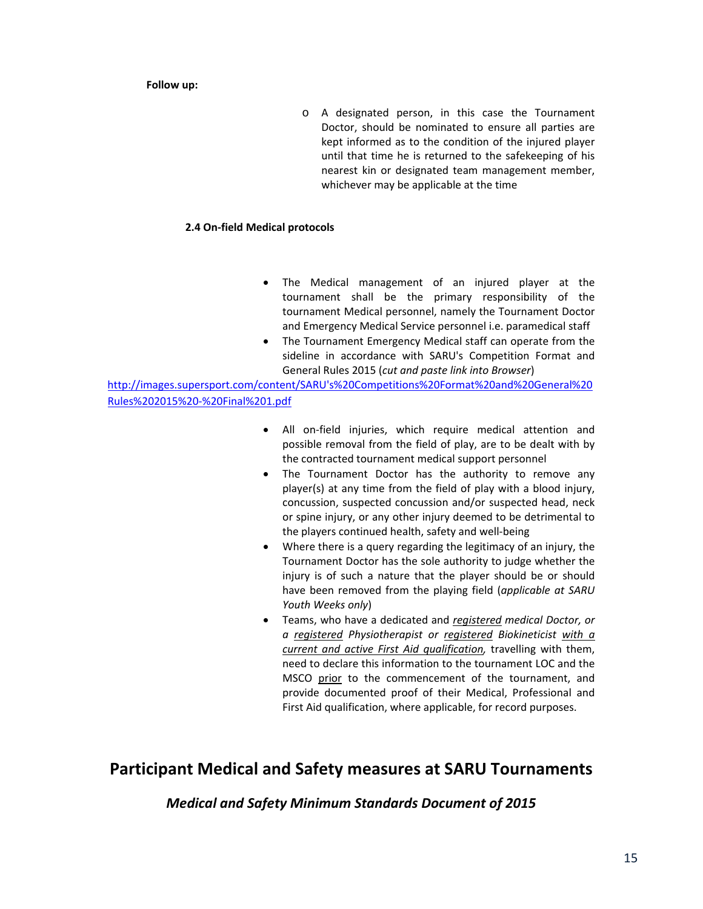**Follow up:**

- A designated person, in this case the Tournament Doctor, should be nominated to ensure all parties are kept informed as to the condition of the injured player until that time he is returned to the safekeeping of his nearest kin or designated team management member, whichever may be applicable at the time

**2.4 On-field Medical protocols**

- The Medical management of an injured player at the tournament shall be the primary responsibility of the tournament Medical personnel, namely the Tournament Doctor and Emergency Medical Service personnel i.e. paramedical staff
- The Tournament Emergency Medical staff can operate from the sideline in accordance with SARU's Competition Format and General Rules 2015 (*cut and paste link into Browser*)

[http://images.supersport.com/content/SARU's%20Competitions%20Format%20and%20General%20Rules%202015%20-%20Final%201.pdf](http://images.supersport.com/content/SARU's%20Competitions%20Format%20and%20General%20Rules%202015%20-%20Final%201.pdf)

- All on-field injuries, which require medical attention and possible removal from the field of play, are to be dealt with by the contracted tournament medical support personnel
- The Tournament Doctor has the authority to remove any player(s) at any time from the field of play with a blood injury, concussion, suspected concussion and/or suspected head, neck or spine injury, or any other injury deemed to be detrimental to the players continued health, safety and well-being
- Where there is a query regarding the legitimacy of an injury, the Tournament Doctor has the sole authority to judge whether the injury is of such a nature that the player should be or should have been removed from the playing field (*applicable at SARU Youth Weeks only*)
- Teams, who have a dedicated and *registered* medical Doctor, *or a registered Physiotherapist or registered Biokineticist with a current and active First Aid qualification,* travelling with them, need to declare this information to the tournament LOC and the MSCO prior to the commencement of the tournament, and provide documented proof of their Medical, Professional and First Aid qualification, where applicable, for record purposes.

## Participant Medical and Safety measures at SARU Tournaments

***Medical and Safety Minimum Standards Document of 2015***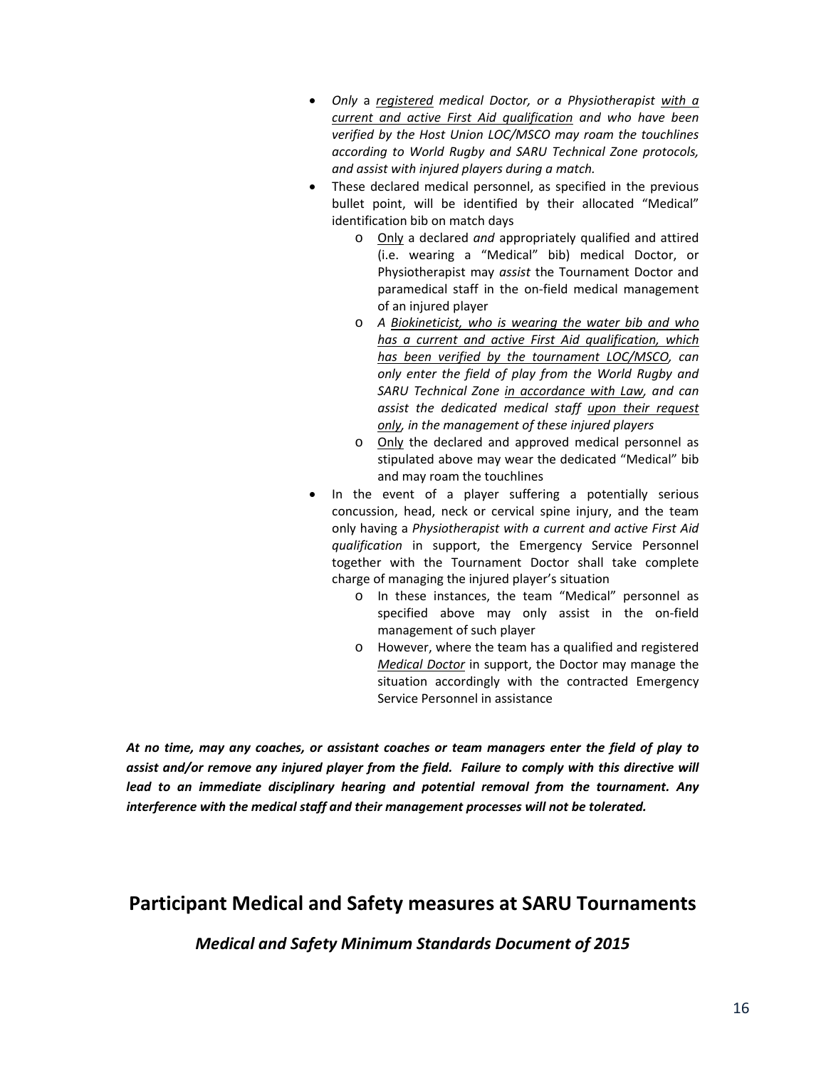- *Only* a <u>*registered*</u> *medical Doctor, or a Physiotherapist* <u>*with a current and active First Aid qualification*</u> *and who have been verified by the Host Union LOC/MSCO may roam the touchlines according to World Rugby and SARU Technical Zone protocols, and assist with injured players during a match.*
- These declared medical personnel, as specified in the previous bullet point, will be identified by their allocated "Medical" identification bib on match days
  - <u>Only</u> a declared *and* appropriately qualified and attired (i.e. wearing a "Medical" bib) medical Doctor, or Physiotherapist may *assist* the Tournament Doctor and paramedical staff in the on-field medical management of an injured player
  - *A* <u>*Biokineticist, who is wearing the water bib and who has a current and active First Aid qualification, which has been verified by the tournament LOC/MSCO*</u>*, can only enter the field of play from the World Rugby and SARU Technical Zone* <u>*in accordance with Law*</u>*, and can assist the dedicated medical staff* <u>*upon their request only*</u>*, in the management of these injured players*
  - <u>Only</u> the declared and approved medical personnel as stipulated above may wear the dedicated "Medical" bib and may roam the touchlines
- In the event of a player suffering a potentially serious concussion, head, neck or cervical spine injury, and the team only having a *Physiotherapist with a current and active First Aid qualification* in support, the Emergency Service Personnel together with the Tournament Doctor shall take complete charge of managing the injured player's situation
  - In these instances, the team "Medical" personnel as specified above may only assist in the on-field management of such player
  - However, where the team has a qualified and registered <u>*Medical Doctor*</u> in support, the Doctor may manage the situation accordingly with the contracted Emergency Service Personnel in assistance

***At no time, may any coaches, or assistant coaches or team managers enter the field of play to assist and/or remove any injured player from the field. Failure to comply with this directive will lead to an immediate disciplinary hearing and potential removal from the tournament. Any interference with the medical staff and their management processes will not be tolerated.***

## Participant Medical and Safety measures at SARU Tournaments

***Medical and Safety Minimum Standards Document of 2015***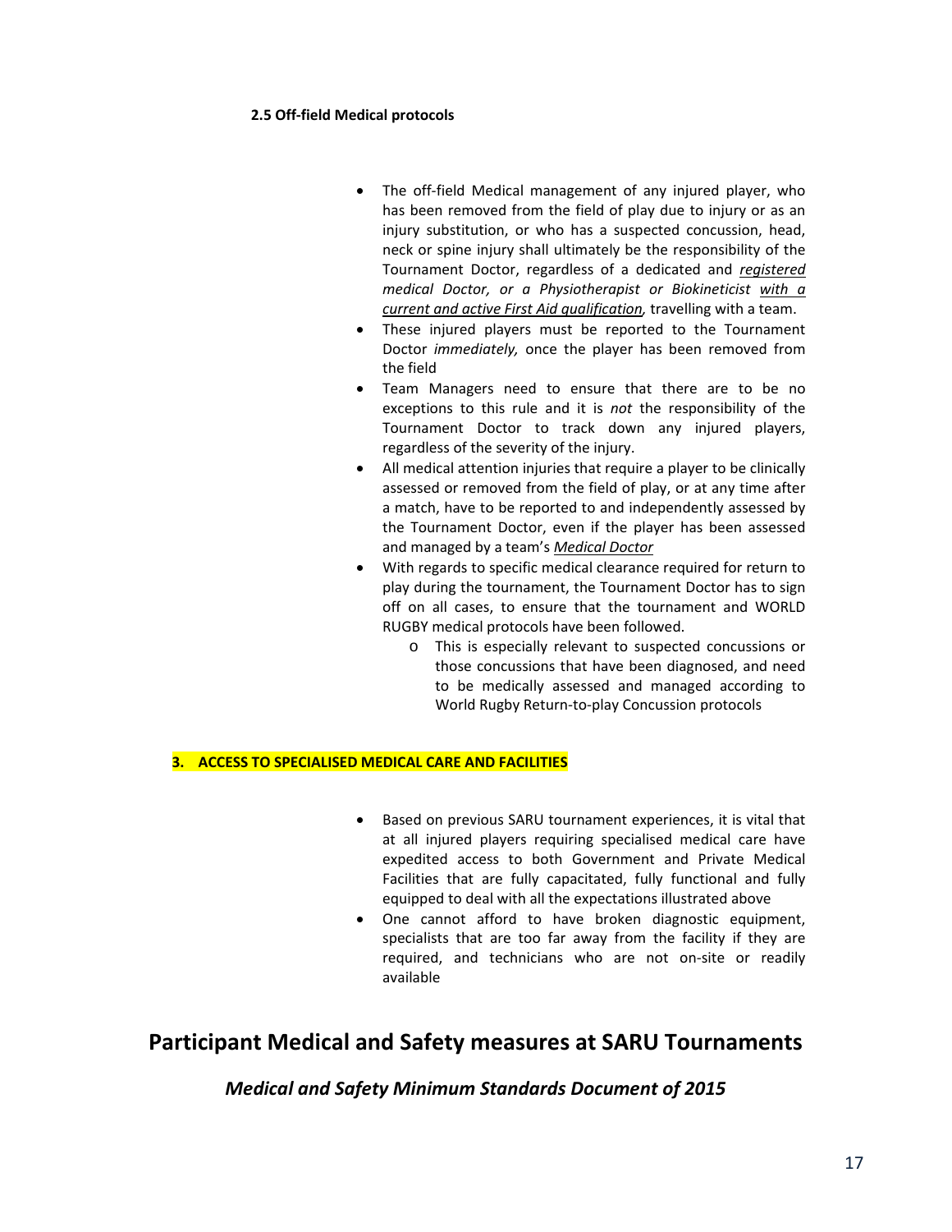#### 2.5 Off-field Medical protocols

- The off-field Medical management of any injured player, who has been removed from the field of play due to injury or as an injury substitution, or who has a suspected concussion, head, neck or spine injury shall ultimately be the responsibility of the Tournament Doctor, regardless of a dedicated and *registered medical Doctor, or a Physiotherapist or Biokineticist with a current and active First Aid qualification,* travelling with a team.
- These injured players must be reported to the Tournament Doctor *immediately,* once the player has been removed from the field
- Team Managers need to ensure that there are to be no exceptions to this rule and it is *not* the responsibility of the Tournament Doctor to track down any injured players, regardless of the severity of the injury.
- All medical attention injuries that require a player to be clinically assessed or removed from the field of play, or at any time after a match, have to be reported to and independently assessed by the Tournament Doctor, even if the player has been assessed and managed by a team's *Medical Doctor*
- With regards to specific medical clearance required for return to play during the tournament, the Tournament Doctor has to sign off on all cases, to ensure that the tournament and WORLD RUGBY medical protocols have been followed.
  - This is especially relevant to suspected concussions or those concussions that have been diagnosed, and need to be medically assessed and managed according to World Rugby Return-to-play Concussion protocols

## 3. ACCESS TO SPECIALISED MEDICAL CARE AND FACILITIES

- Based on previous SARU tournament experiences, it is vital that at all injured players requiring specialised medical care have expedited access to both Government and Private Medical Facilities that are fully capacitated, fully functional and fully equipped to deal with all the expectations illustrated above
- One cannot afford to have broken diagnostic equipment, specialists that are too far away from the facility if they are required, and technicians who are not on-site or readily available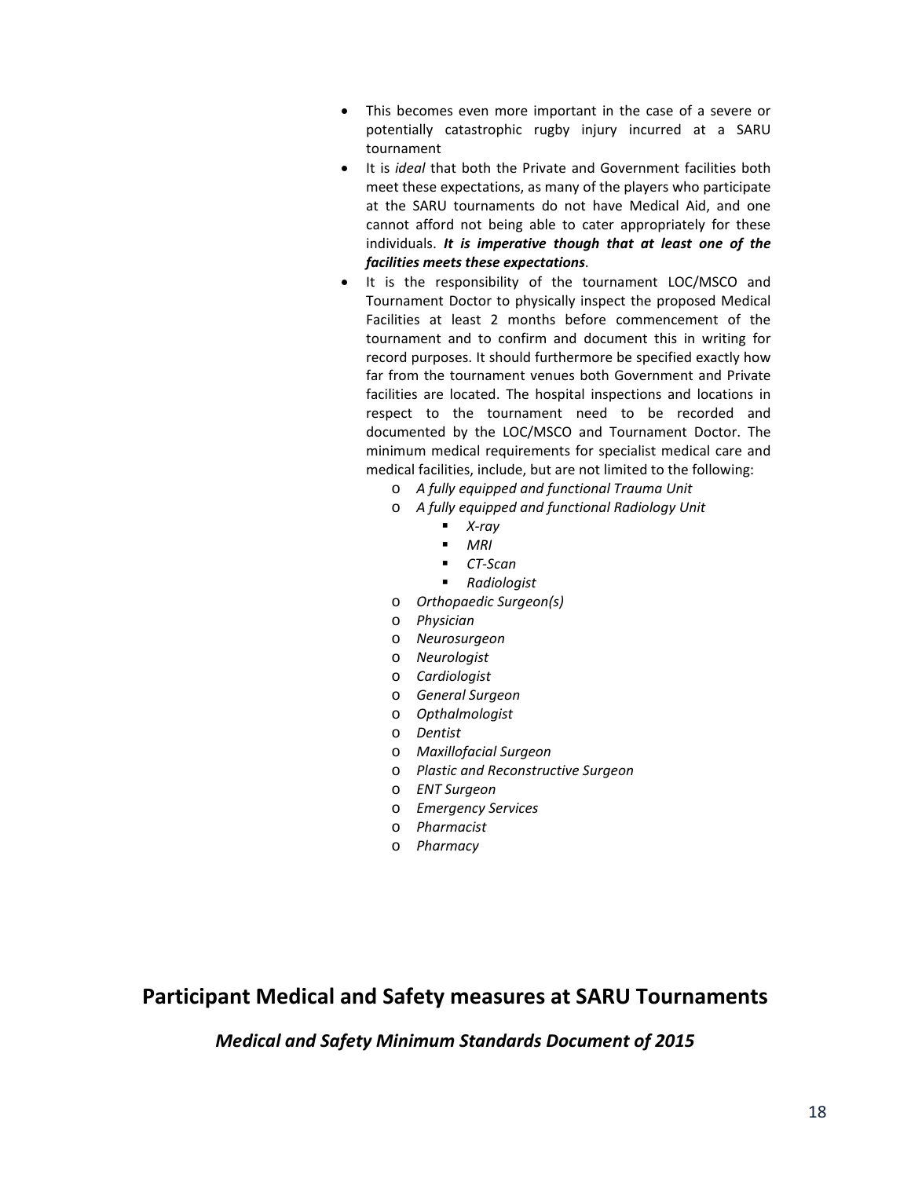- This becomes even more important in the case of a severe or potentially catastrophic rugby injury incurred at a SARU tournament
- It is *ideal* that both the Private and Government facilities both meet these expectations, as many of the players who participate at the SARU tournaments do not have Medical Aid, and one cannot afford not being able to cater appropriately for these individuals. ***It is imperative though that at least one of the facilities meets these expectations***.
- It is the responsibility of the tournament LOC/MSCO and Tournament Doctor to physically inspect the proposed Medical Facilities at least 2 months before commencement of the tournament and to confirm and document this in writing for record purposes. It should furthermore be specified exactly how far from the tournament venues both Government and Private facilities are located. The hospital inspections and locations in respect to the tournament need to be recorded and documented by the LOC/MSCO and Tournament Doctor. The minimum medical requirements for specialist medical care and medical facilities, include, but are not limited to the following:
    - *A fully equipped and functional Trauma Unit*
    - *A fully equipped and functional Radiology Unit*
        - *X-ray*
        - *MRI*
        - *CT-Scan*
        - *Radiologist*
    - *Orthopaedic Surgeon(s)*
    - *Physician*
    - *Neurosurgeon*
    - *Neurologist*
    - *Cardiologist*
    - *General Surgeon*
    - *Opthalmologist*
    - *Dentist*
    - *Maxillofacial Surgeon*
    - *Plastic and Reconstructive Surgeon*
    - *ENT Surgeon*
    - *Emergency Services*
    - *Pharmacist*
    - *Pharmacy*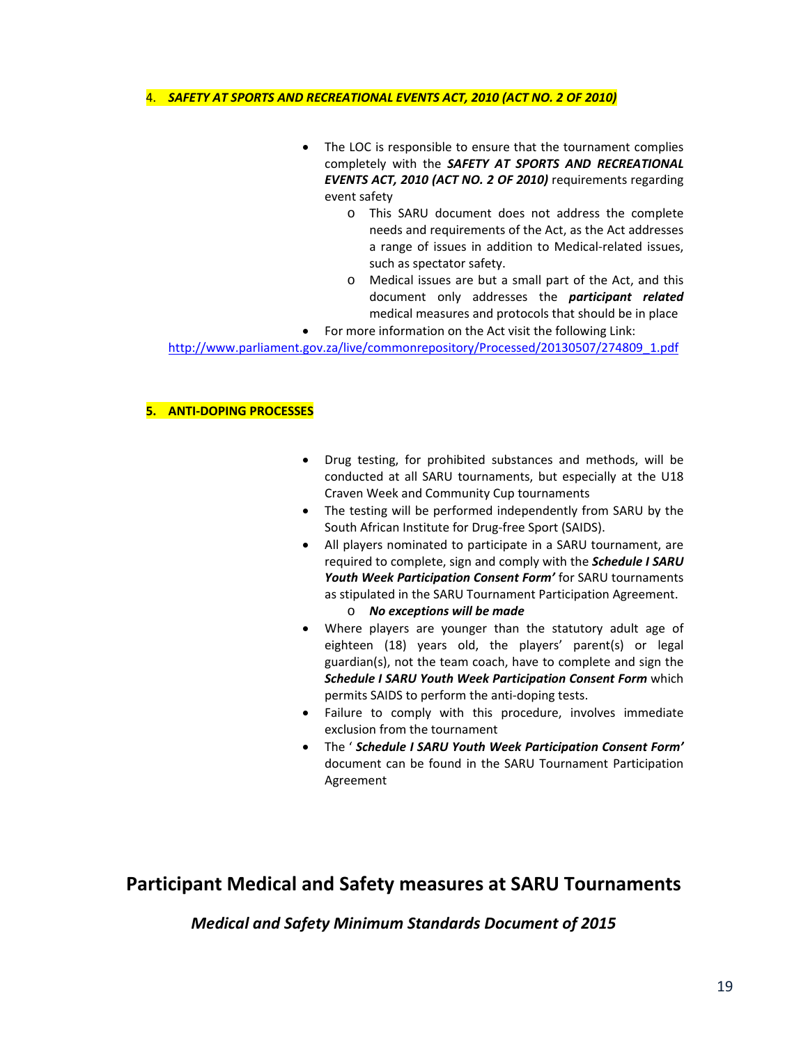## 4. ***SAFETY AT SPORTS AND RECREATIONAL EVENTS ACT, 2010 (ACT NO. 2 OF 2010)***

- The LOC is responsible to ensure that the tournament complies completely with the ***SAFETY AT SPORTS AND RECREATIONAL EVENTS ACT, 2010 (ACT NO. 2 OF 2010)*** requirements regarding event safety
  - This SARU document does not address the complete needs and requirements of the Act, as the Act addresses a range of issues in addition to Medical-related issues, such as spectator safety.
  - Medical issues are but a small part of the Act, and this document only addresses the ***participant related*** medical measures and protocols that should be in place
- For more information on the Act visit the following Link:

http://www.parliament.gov.za/live/commonrepository/Processed/20130507/274809_1.pdf

## 5. ANTI-DOPING PROCESSES

- Drug testing, for prohibited substances and methods, will be conducted at all SARU tournaments, but especially at the U18 Craven Week and Community Cup tournaments
- The testing will be performed independently from SARU by the South African Institute for Drug-free Sport (SAIDS).
- All players nominated to participate in a SARU tournament, are required to complete, sign and comply with the ***Schedule I SARU Youth Week Participation Consent Form'*** for SARU tournaments as stipulated in the SARU Tournament Participation Agreement.
  - ***No exceptions will be made***
- Where players are younger than the statutory adult age of eighteen (18) years old, the players' parent(s) or legal guardian(s), not the team coach, have to complete and sign the ***Schedule I SARU Youth Week Participation Consent Form*** which permits SAIDS to perform the anti-doping tests.
- Failure to comply with this procedure, involves immediate exclusion from the tournament
- The ' ***Schedule I SARU Youth Week Participation Consent Form'*** document can be found in the SARU Tournament Participation Agreement

# Participant Medical and Safety measures at SARU Tournaments

***Medical and Safety Minimum Standards Document of 2015***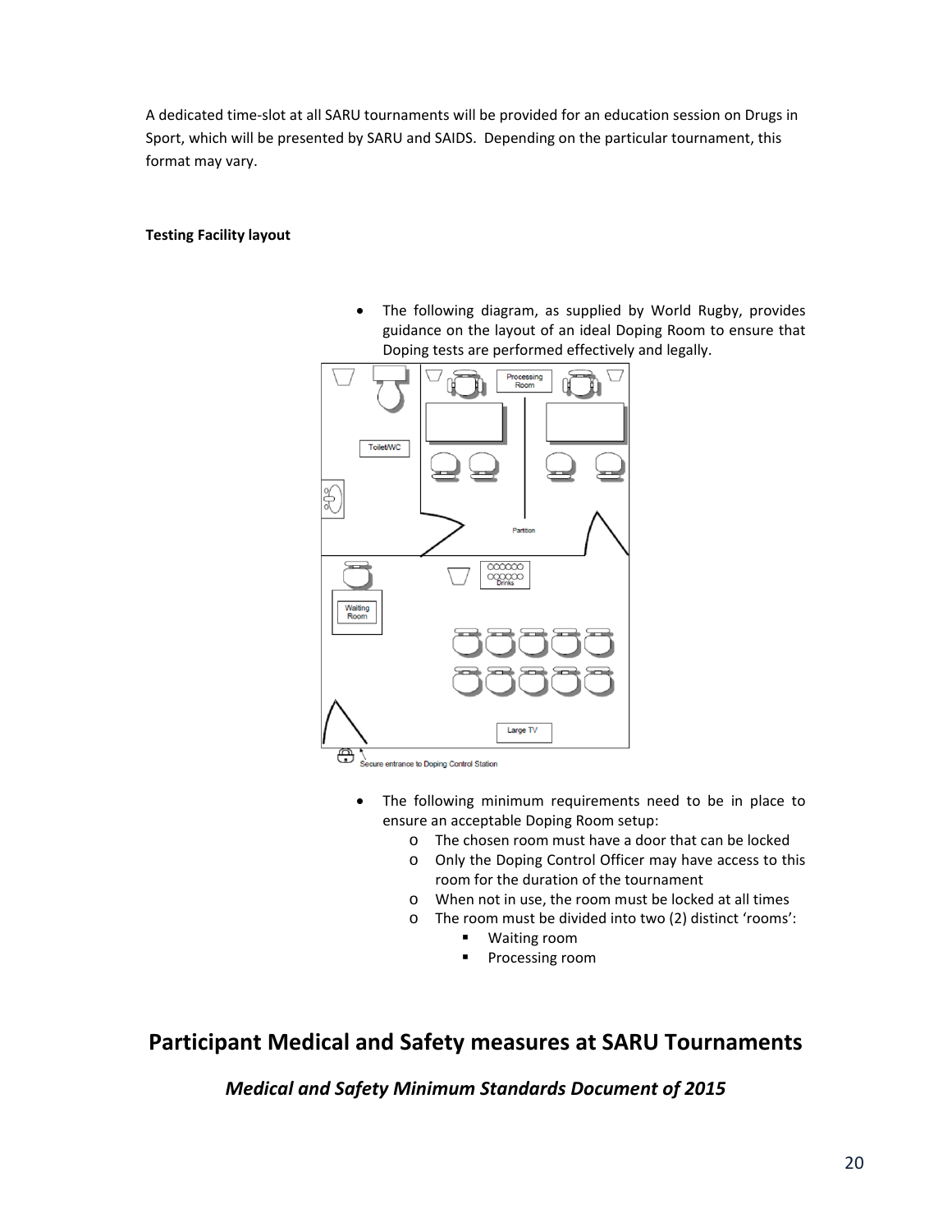A dedicated time-slot at all SARU tournaments will be provided for an education session on Drugs in Sport, which will be presented by SARU and SAIDS. Depending on the particular tournament, this format may vary.

**Testing Facility layout**

- The following diagram, as supplied by World Rugby, provides guidance on the layout of an ideal Doping Room to ensure that Doping tests are performed effectively and legally.

- The following minimum requirements need to be in place to ensure an acceptable Doping Room setup:
  - The chosen room must have a door that can be locked
  - Only the Doping Control Officer may have access to this room for the duration of the tournament
  - When not in use, the room must be locked at all times
  - The room must be divided into two (2) distinct 'rooms':
    - Waiting room
    - Processing room

## Participant Medical and Safety measures at SARU Tournaments

### *Medical and Safety Minimum Standards Document of 2015*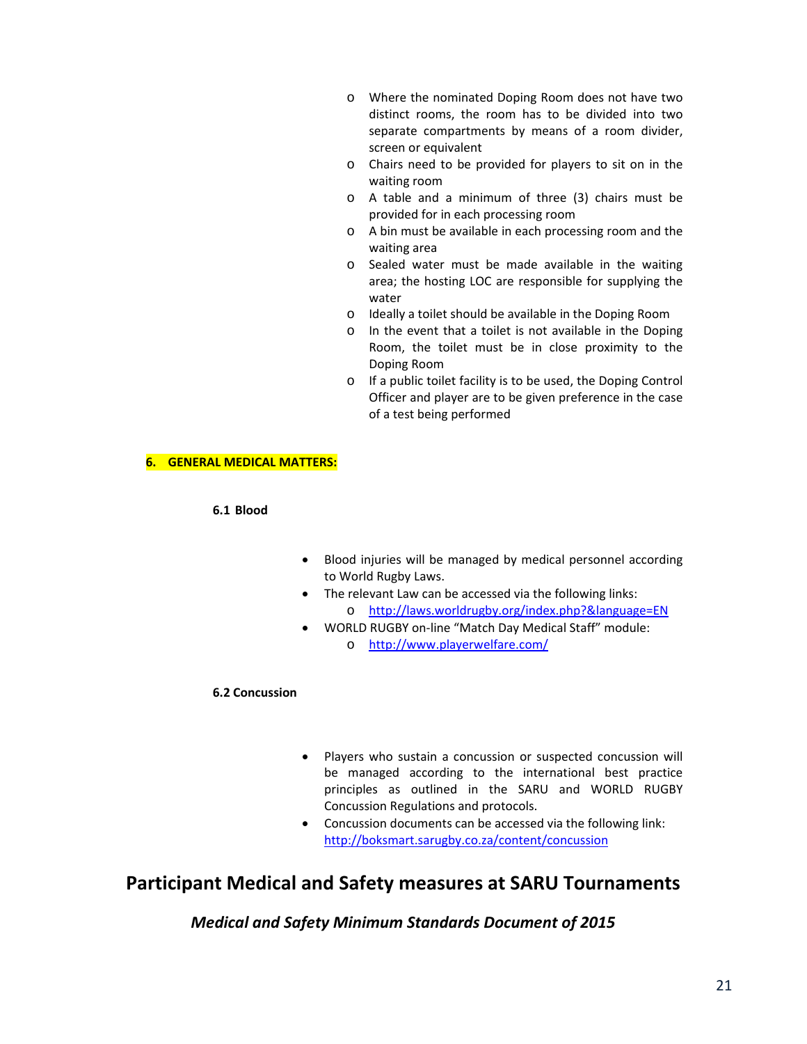- Where the nominated Doping Room does not have two distinct rooms, the room has to be divided into two separate compartments by means of a room divider, screen or equivalent
- Chairs need to be provided for players to sit on in the waiting room
- A table and a minimum of three (3) chairs must be provided for in each processing room
- A bin must be available in each processing room and the waiting area
- Sealed water must be made available in the waiting area; the hosting LOC are responsible for supplying the water
- Ideally a toilet should be available in the Doping Room
- In the event that a toilet is not available in the Doping Room, the toilet must be in close proximity to the Doping Room
- If a public toilet facility is to be used, the Doping Control Officer and player are to be given preference in the case of a test being performed

## 6. GENERAL MEDICAL MATTERS:

### 6.1 Blood

- Blood injuries will be managed by medical personnel according to World Rugby Laws.
- The relevant Law can be accessed via the following links:
  - http://laws.worldrugby.org/index.php?&language=EN
- WORLD RUGBY on-line "Match Day Medical Staff" module:
  - http://www.playerwelfare.com/

### 6.2 Concussion

- Players who sustain a concussion or suspected concussion will be managed according to the international best practice principles as outlined in the SARU and WORLD RUGBY Concussion Regulations and protocols.
- Concussion documents can be accessed via the following link: http://boksmart.sarugby.co.za/content/concussion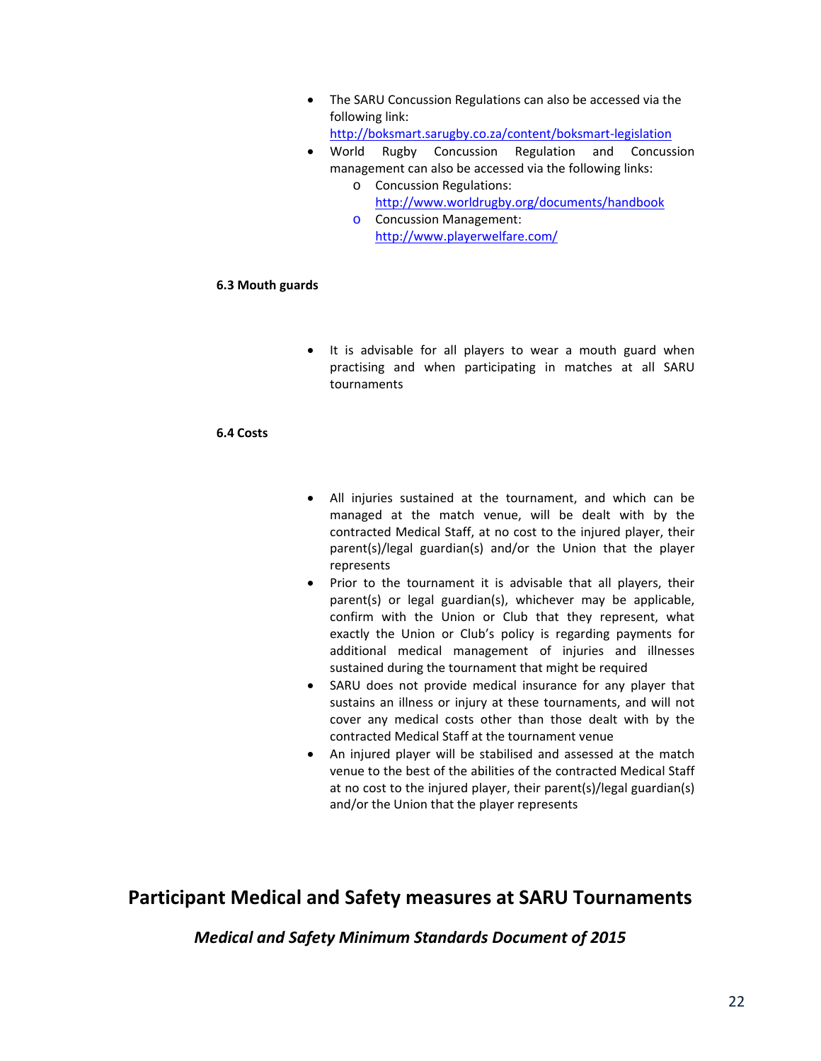- The SARU Concussion Regulations can also be accessed via the following link: http://boksmart.sarugby.co.za/content/boksmart-legislation
- World Rugby Concussion Regulation and Concussion management can also be accessed via the following links:
  - Concussion Regulations: http://www.worldrugby.org/documents/handbook
  - Concussion Management: http://www.playerwelfare.com/

**6.3 Mouth guards**

- It is advisable for all players to wear a mouth guard when practising and when participating in matches at all SARU tournaments

**6.4 Costs**

- All injuries sustained at the tournament, and which can be managed at the match venue, will be dealt with by the contracted Medical Staff, at no cost to the injured player, their parent(s)/legal guardian(s) and/or the Union that the player represents
- Prior to the tournament it is advisable that all players, their parent(s) or legal guardian(s), whichever may be applicable, confirm with the Union or Club that they represent, what exactly the Union or Club's policy is regarding payments for additional medical management of injuries and illnesses sustained during the tournament that might be required
- SARU does not provide medical insurance for any player that sustains an illness or injury at these tournaments, and will not cover any medical costs other than those dealt with by the contracted Medical Staff at the tournament venue
- An injured player will be stabilised and assessed at the match venue to the best of the abilities of the contracted Medical Staff at no cost to the injured player, their parent(s)/legal guardian(s) and/or the Union that the player represents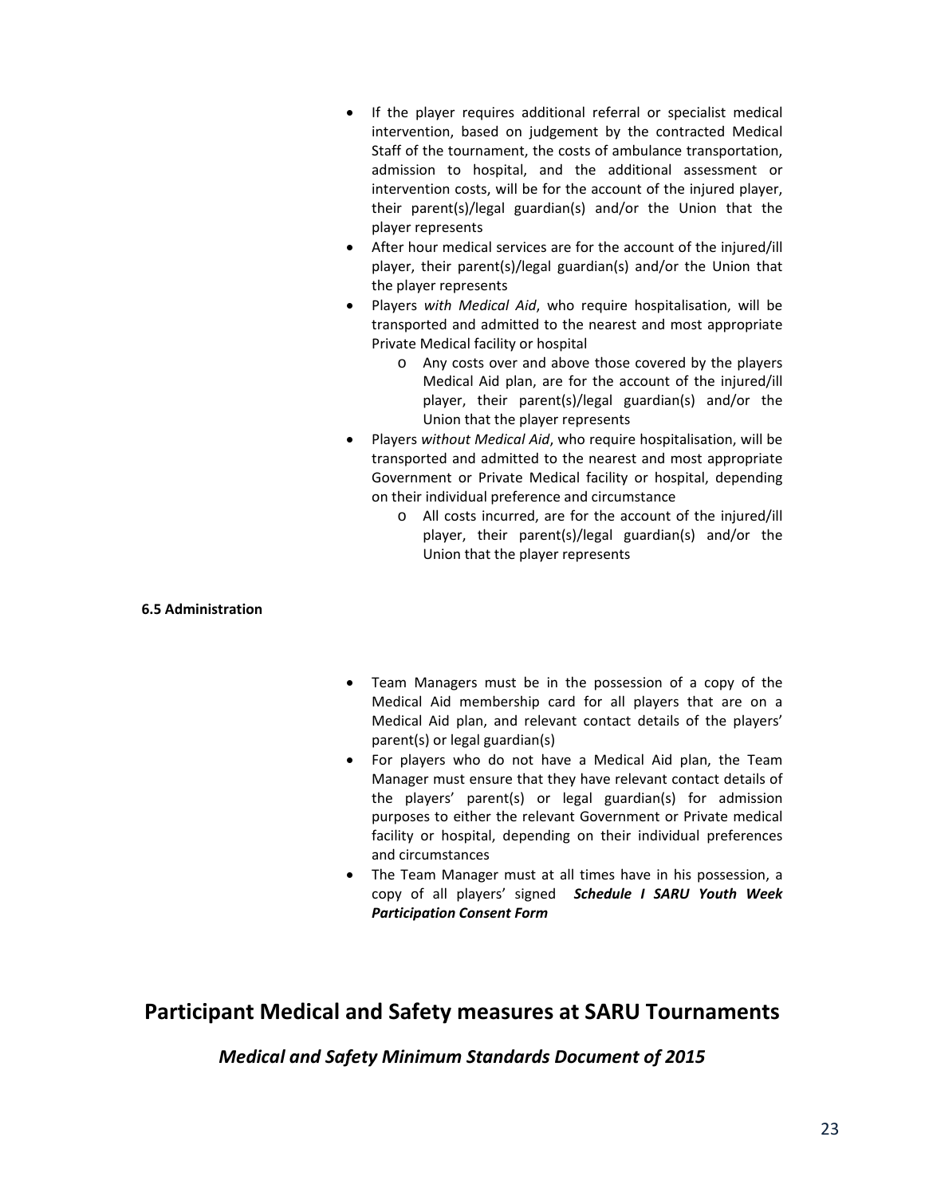- If the player requires additional referral or specialist medical intervention, based on judgement by the contracted Medical Staff of the tournament, the costs of ambulance transportation, admission to hospital, and the additional assessment or intervention costs, will be for the account of the injured player, their parent(s)/legal guardian(s) and/or the Union that the player represents
- After hour medical services are for the account of the injured/ill player, their parent(s)/legal guardian(s) and/or the Union that the player represents
- Players *with Medical Aid*, who require hospitalisation, will be transported and admitted to the nearest and most appropriate Private Medical facility or hospital
    - Any costs over and above those covered by the players Medical Aid plan, are for the account of the injured/ill player, their parent(s)/legal guardian(s) and/or the Union that the player represents
- Players *without Medical Aid*, who require hospitalisation, will be transported and admitted to the nearest and most appropriate Government or Private Medical facility or hospital, depending on their individual preference and circumstance
    - All costs incurred, are for the account of the injured/ill player, their parent(s)/legal guardian(s) and/or the Union that the player represents

**6.5 Administration**

- Team Managers must be in the possession of a copy of the Medical Aid membership card for all players that are on a Medical Aid plan, and relevant contact details of the players' parent(s) or legal guardian(s)
- For players who do not have a Medical Aid plan, the Team Manager must ensure that they have relevant contact details of the players' parent(s) or legal guardian(s) for admission purposes to either the relevant Government or Private medical facility or hospital, depending on their individual preferences and circumstances
- The Team Manager must at all times have in his possession, a copy of all players' signed ***Schedule I SARU Youth Week Participation Consent Form***

## Participant Medical and Safety measures at SARU Tournaments

***Medical and Safety Minimum Standards Document of 2015***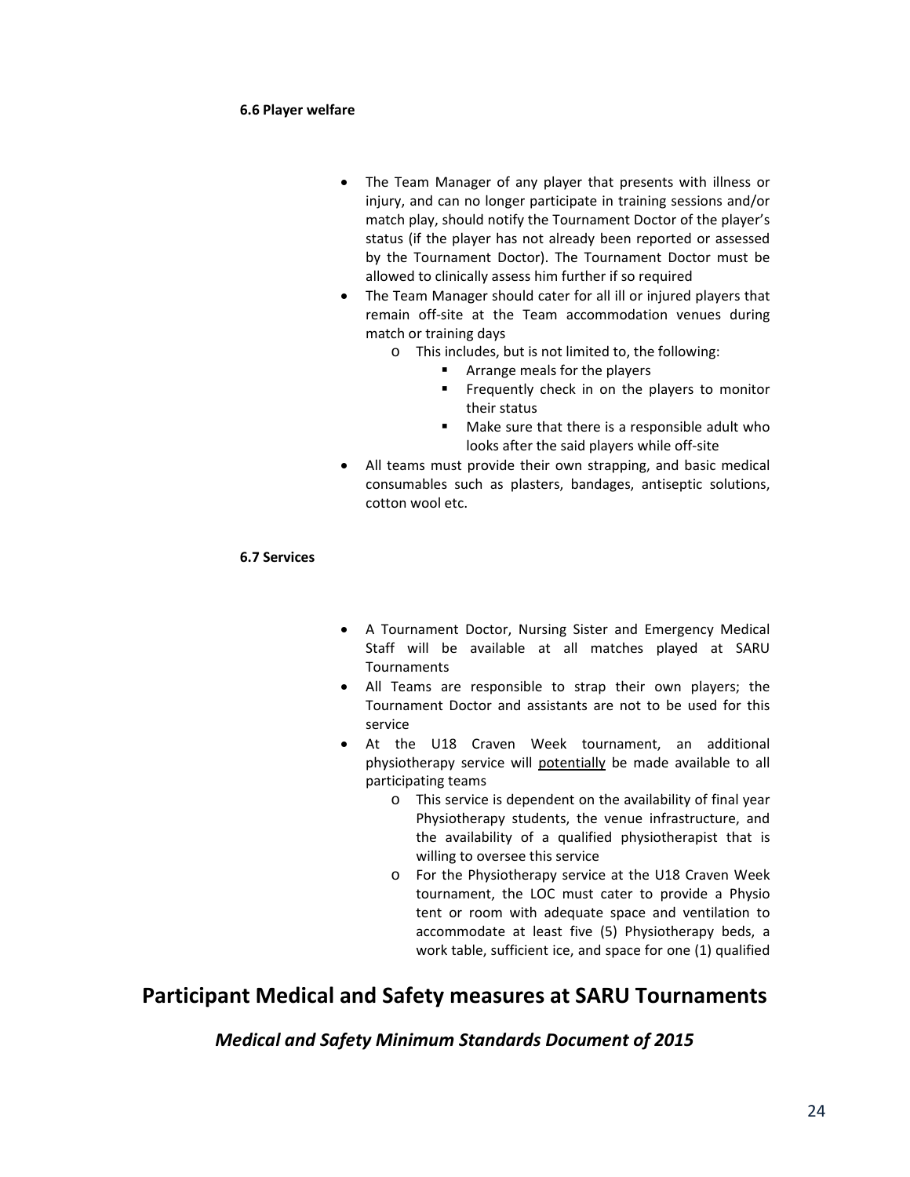#### 6.6 Player welfare

- The Team Manager of any player that presents with illness or injury, and can no longer participate in training sessions and/or match play, should notify the Tournament Doctor of the player's status (if the player has not already been reported or assessed by the Tournament Doctor). The Tournament Doctor must be allowed to clinically assess him further if so required
- The Team Manager should cater for all ill or injured players that remain off-site at the Team accommodation venues during match or training days
  - This includes, but is not limited to, the following:
    - Arrange meals for the players
    - Frequently check in on the players to monitor their status
    - Make sure that there is a responsible adult who looks after the said players while off-site
- All teams must provide their own strapping, and basic medical consumables such as plasters, bandages, antiseptic solutions, cotton wool etc.

#### 6.7 Services

- A Tournament Doctor, Nursing Sister and Emergency Medical Staff will be available at all matches played at SARU Tournaments
- All Teams are responsible to strap their own players; the Tournament Doctor and assistants are not to be used for this service
- At the U18 Craven Week tournament, an additional physiotherapy service will <u>potentially</u> be made available to all participating teams
  - This service is dependent on the availability of final year Physiotherapy students, the venue infrastructure, and the availability of a qualified physiotherapist that is willing to oversee this service
  - For the Physiotherapy service at the U18 Craven Week tournament, the LOC must cater to provide a Physio tent or room with adequate space and ventilation to accommodate at least five (5) Physiotherapy beds, a work table, sufficient ice, and space for one (1) qualified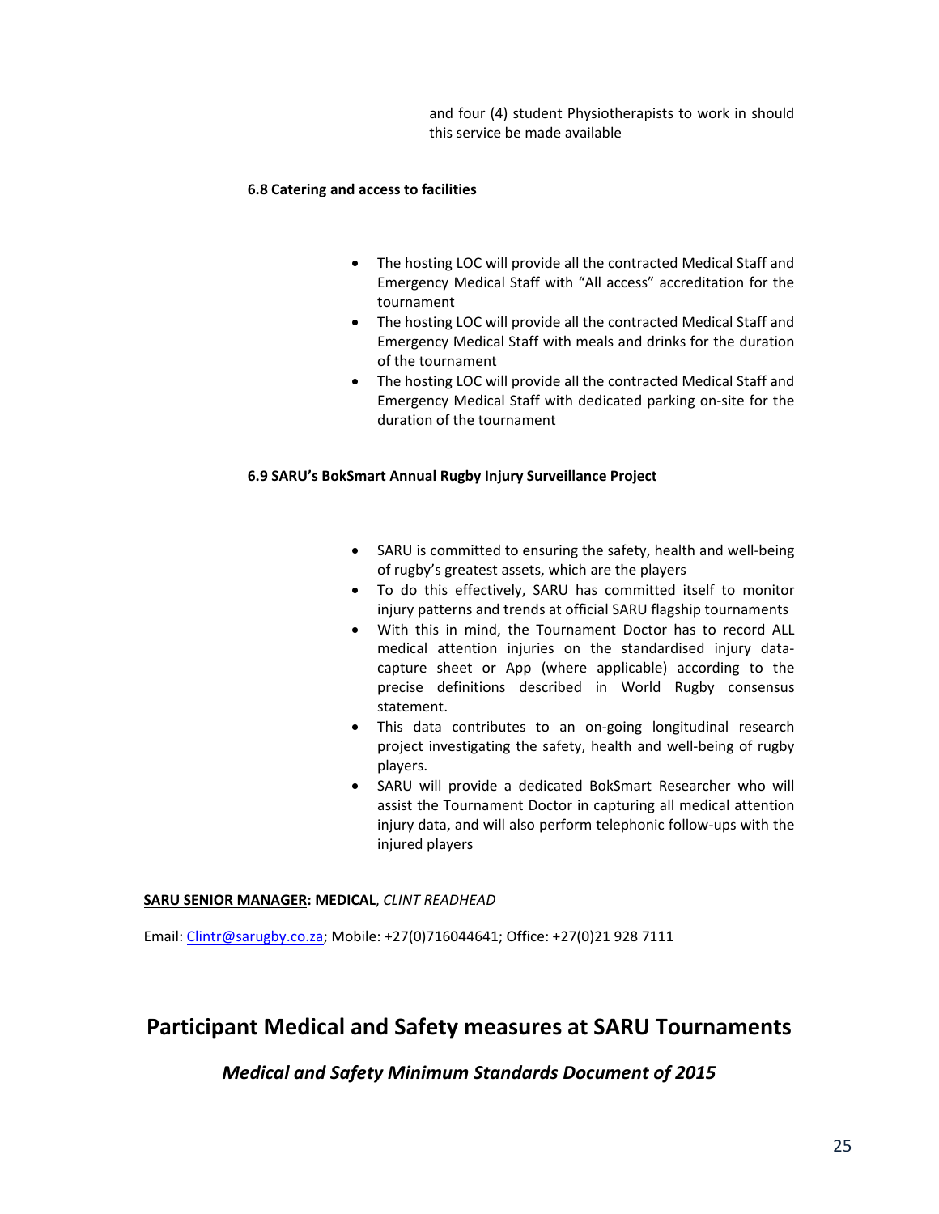and four (4) student Physiotherapists to work in should this service be made available

**6.8 Catering and access to facilities**

- The hosting LOC will provide all the contracted Medical Staff and Emergency Medical Staff with "All access" accreditation for the tournament
- The hosting LOC will provide all the contracted Medical Staff and Emergency Medical Staff with meals and drinks for the duration of the tournament
- The hosting LOC will provide all the contracted Medical Staff and Emergency Medical Staff with dedicated parking on-site for the duration of the tournament

**6.9 SARU's BokSmart Annual Rugby Injury Surveillance Project**

- SARU is committed to ensuring the safety, health and well-being of rugby's greatest assets, which are the players
- To do this effectively, SARU has committed itself to monitor injury patterns and trends at official SARU flagship tournaments
- With this in mind, the Tournament Doctor has to record ALL medical attention injuries on the standardised injury data-capture sheet or App (where applicable) according to the precise definitions described in World Rugby consensus statement.
- This data contributes to an on-going longitudinal research project investigating the safety, health and well-being of rugby players.
- SARU will provide a dedicated BokSmart Researcher who will assist the Tournament Doctor in capturing all medical attention injury data, and will also perform telephonic follow-ups with the injured players

**SARU SENIOR MANAGER: MEDICAL**, *CLINT READHEAD*

Email: Clintr@sarugby.co.za; Mobile: +27(0)716044641; Office: +27(0)21 928 7111

## Participant Medical and Safety measures at SARU Tournaments

***Medical and Safety Minimum Standards Document of 2015***